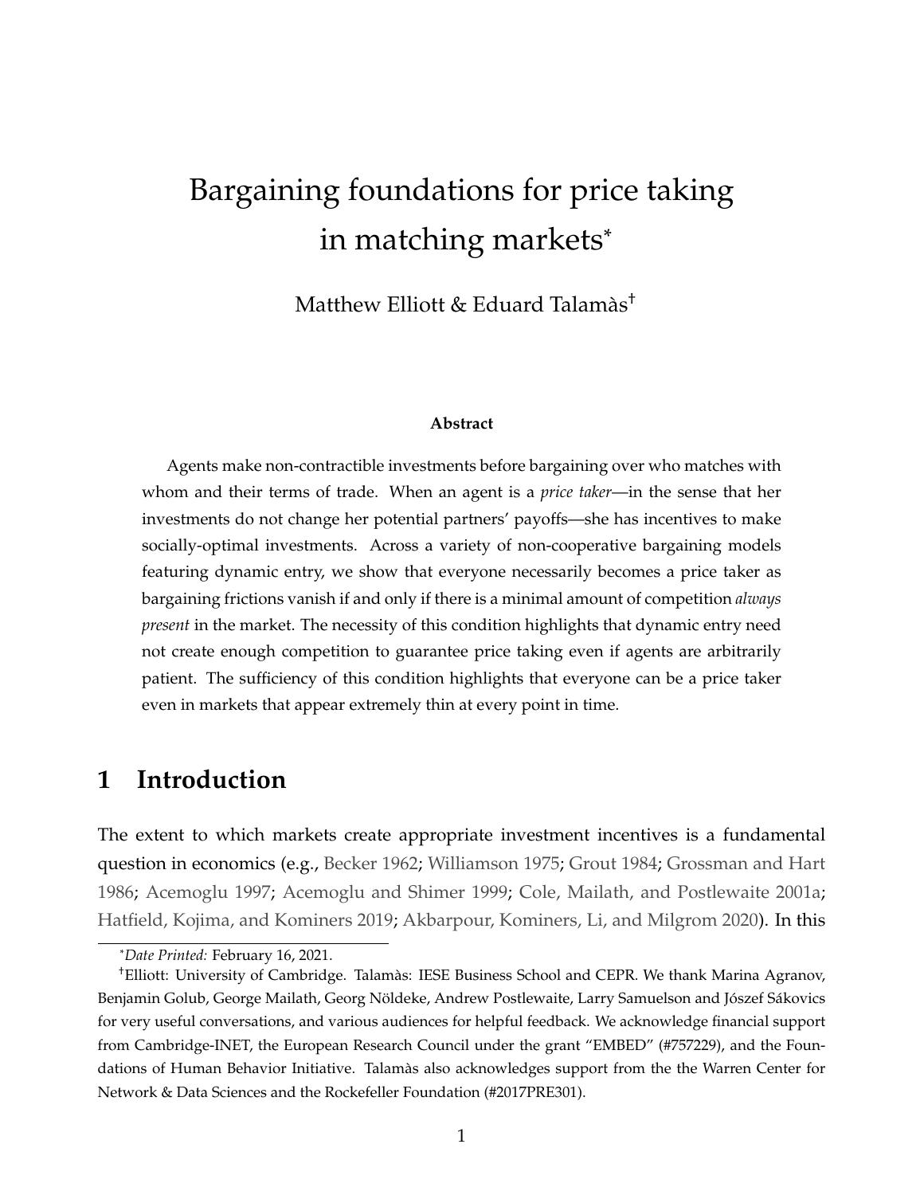# Bargaining foundations for price taking in matching markets[*]

Matthew Elliott & Eduard Talamàs[†]

**Abstract**

Agents make non-contractible investments before bargaining over who matches with whom and their terms of trade. When an agent is a *price taker*—in the sense that her investments do not change her potential partners' payoffs—she has incentives to make socially-optimal investments. Across a variety of non-cooperative bargaining models featuring dynamic entry, we show that everyone necessarily becomes a price taker as bargaining frictions vanish if and only if there is a minimal amount of competition *always present* in the market. The necessity of this condition highlights that dynamic entry need not create enough competition to guarantee price taking even if agents are arbitrarily patient. The sufficiency of this condition highlights that everyone can be a price taker even in markets that appear extremely thin at every point in time.

## 1 Introduction

The extent to which markets create appropriate investment incentives is a fundamental question in economics (e.g., Becker 1962; Williamson 1975; Grout 1984; Grossman and Hart 1986; Acemoglu 1997; Acemoglu and Shimer 1999; Cole, Mailath, and Postlewaite 2001a; Hatfield, Kojima, and Kominers 2019; Akbarpour, Kominers, Li, and Milgrom 2020). In this

---

[*] *Date Printed:* February 16, 2021.

[†] Elliott: University of Cambridge. Talamàs: IESE Business School and CEPR. We thank Marina Agranov, Benjamin Golub, George Mailath, Georg Nöldeke, Andrew Postlewaite, Larry Samuelson and Jószef Sákovics for very useful conversations, and various audiences for helpful feedback. We acknowledge financial support from Cambridge-INET, the European Research Council under the grant "EMBED" (#757229), and the Foundations of Human Behavior Initiative. Talamàs also acknowledges support from the the Warren Center for Network & Data Sciences and the Rockefeller Foundation (#2017PRE301).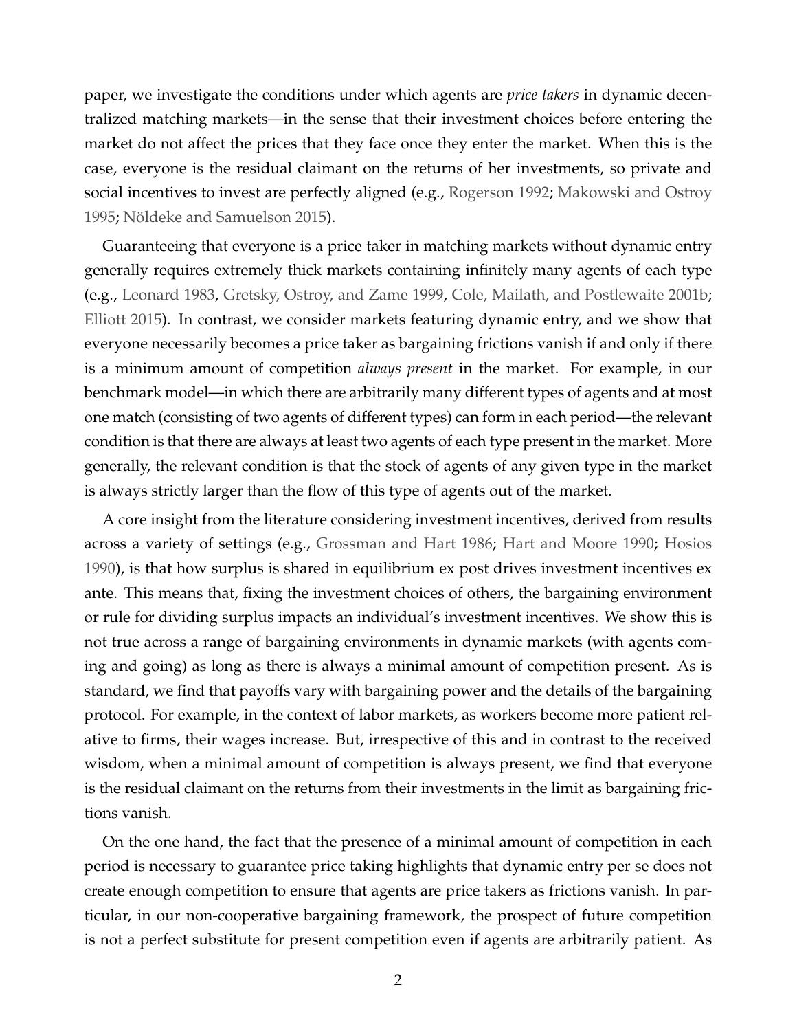paper, we investigate the conditions under which agents are *price takers* in dynamic decentralized matching markets—in the sense that their investment choices before entering the market do not affect the prices that they face once they enter the market. When this is the case, everyone is the residual claimant on the returns of her investments, so private and social incentives to invest are perfectly aligned (e.g., Rogerson 1992; Makowski and Ostroy 1995; Nöldeke and Samuelson 2015).

Guaranteeing that everyone is a price taker in matching markets without dynamic entry generally requires extremely thick markets containing infinitely many agents of each type (e.g., Leonard 1983, Gretsky, Ostroy, and Zame 1999, Cole, Mailath, and Postlewaite 2001b; Elliott 2015). In contrast, we consider markets featuring dynamic entry, and we show that everyone necessarily becomes a price taker as bargaining frictions vanish if and only if there is a minimum amount of competition *always present* in the market. For example, in our benchmark model—in which there are arbitrarily many different types of agents and at most one match (consisting of two agents of different types) can form in each period—the relevant condition is that there are always at least two agents of each type present in the market. More generally, the relevant condition is that the stock of agents of any given type in the market is always strictly larger than the flow of this type of agents out of the market.

A core insight from the literature considering investment incentives, derived from results across a variety of settings (e.g., Grossman and Hart 1986; Hart and Moore 1990; Hosios 1990), is that how surplus is shared in equilibrium ex post drives investment incentives ex ante. This means that, fixing the investment choices of others, the bargaining environment or rule for dividing surplus impacts an individual's investment incentives. We show this is not true across a range of bargaining environments in dynamic markets (with agents coming and going) as long as there is always a minimal amount of competition present. As is standard, we find that payoffs vary with bargaining power and the details of the bargaining protocol. For example, in the context of labor markets, as workers become more patient relative to firms, their wages increase. But, irrespective of this and in contrast to the received wisdom, when a minimal amount of competition is always present, we find that everyone is the residual claimant on the returns from their investments in the limit as bargaining frictions vanish.

On the one hand, the fact that the presence of a minimal amount of competition in each period is necessary to guarantee price taking highlights that dynamic entry per se does not create enough competition to ensure that agents are price takers as frictions vanish. In particular, in our non-cooperative bargaining framework, the prospect of future competition is not a perfect substitute for present competition even if agents are arbitrarily patient. As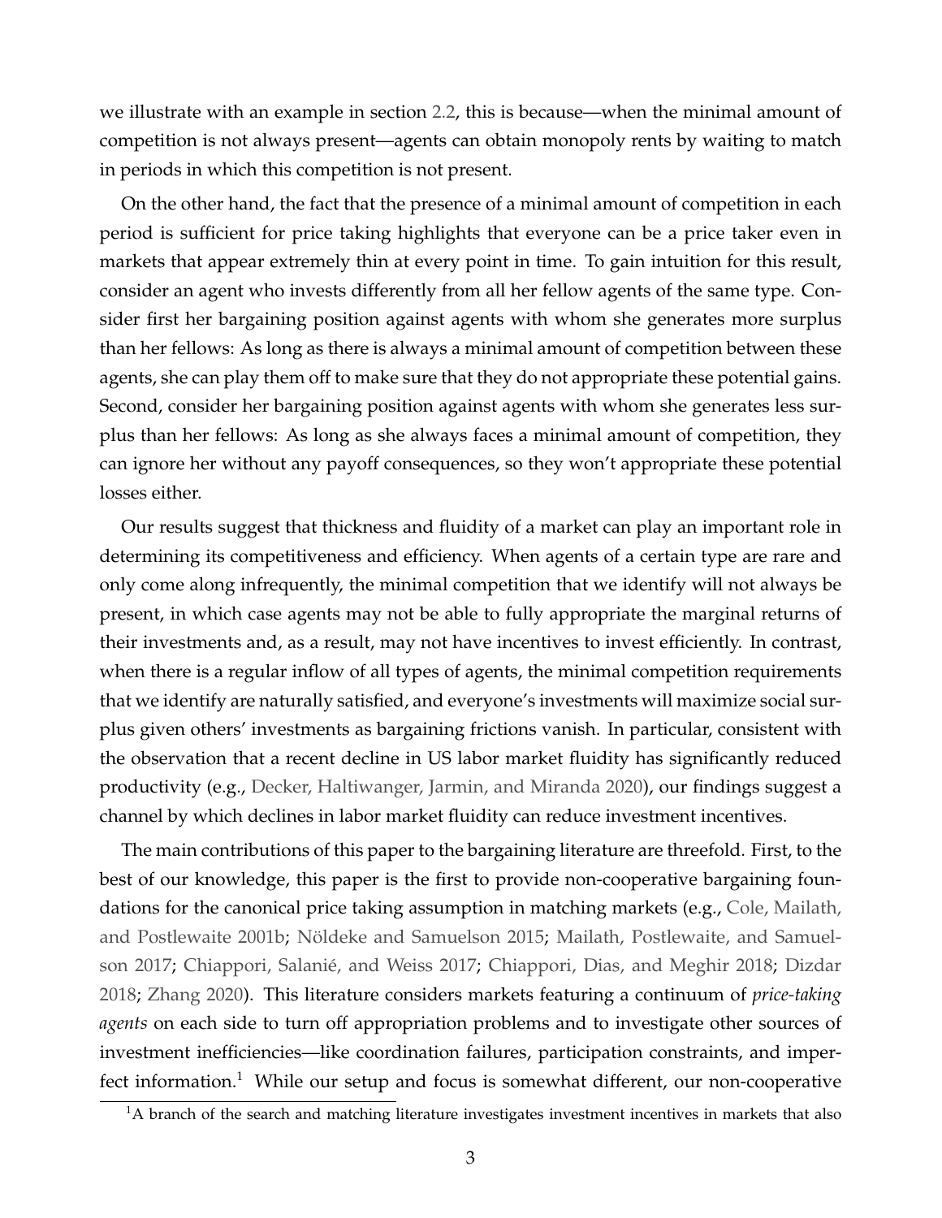we illustrate with an example in section 2.2, this is because—when the minimal amount of competition is not always present—agents can obtain monopoly rents by waiting to match in periods in which this competition is not present.

On the other hand, the fact that the presence of a minimal amount of competition in each period is sufficient for price taking highlights that everyone can be a price taker even in markets that appear extremely thin at every point in time. To gain intuition for this result, consider an agent who invests differently from all her fellow agents of the same type. Consider first her bargaining position against agents with whom she generates more surplus than her fellows: As long as there is always a minimal amount of competition between these agents, she can play them off to make sure that they do not appropriate these potential gains. Second, consider her bargaining position against agents with whom she generates less surplus than her fellows: As long as she always faces a minimal amount of competition, they can ignore her without any payoff consequences, so they won't appropriate these potential losses either.

Our results suggest that thickness and fluidity of a market can play an important role in determining its competitiveness and efficiency. When agents of a certain type are rare and only come along infrequently, the minimal competition that we identify will not always be present, in which case agents may not be able to fully appropriate the marginal returns of their investments and, as a result, may not have incentives to invest efficiently. In contrast, when there is a regular inflow of all types of agents, the minimal competition requirements that we identify are naturally satisfied, and everyone's investments will maximize social surplus given others' investments as bargaining frictions vanish. In particular, consistent with the observation that a recent decline in US labor market fluidity has significantly reduced productivity (e.g., Decker, Haltiwanger, Jarmin, and Miranda 2020), our findings suggest a channel by which declines in labor market fluidity can reduce investment incentives.

The main contributions of this paper to the bargaining literature are threefold. First, to the best of our knowledge, this paper is the first to provide non-cooperative bargaining foundations for the canonical price taking assumption in matching markets (e.g., Cole, Mailath, and Postlewaite 2001b; Nöldeke and Samuelson 2015; Mailath, Postlewaite, and Samuelson 2017; Chiappori, Salanié, and Weiss 2017; Chiappori, Dias, and Meghir 2018; Dizdar 2018; Zhang 2020). This literature considers markets featuring a continuum of *price-taking agents* on each side to turn off appropriation problems and to investigate other sources of investment inefficiencies—like coordination failures, participation constraints, and imperfect information.[1] While our setup and focus is somewhat different, our non-cooperative

[1] A branch of the search and matching literature investigates investment incentives in markets that also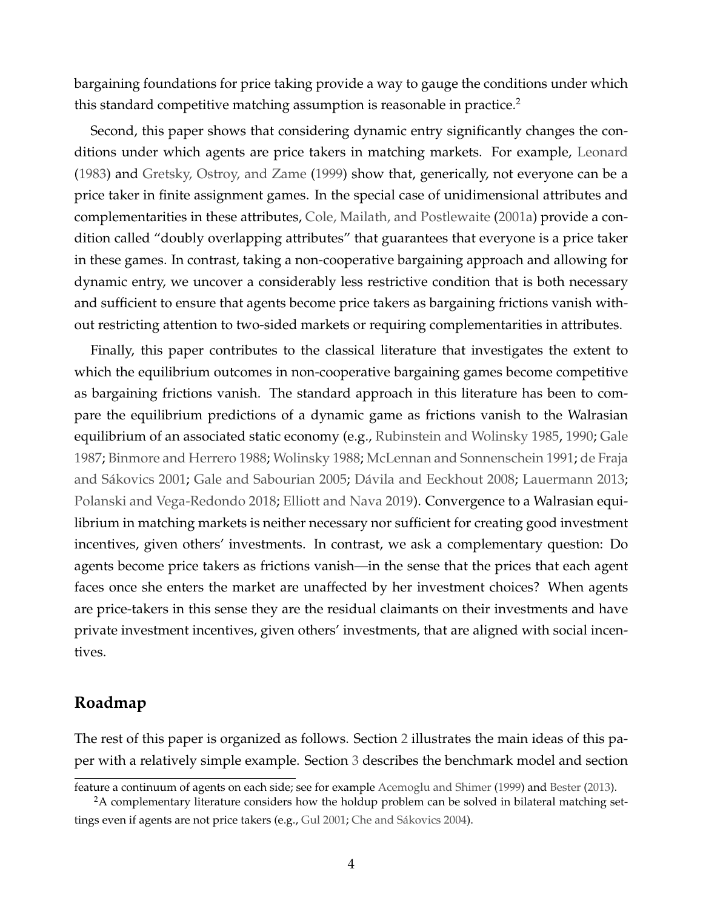bargaining foundations for price taking provide a way to gauge the conditions under which this standard competitive matching assumption is reasonable in practice.[2]

Second, this paper shows that considering dynamic entry significantly changes the conditions under which agents are price takers in matching markets. For example, Leonard (1983) and Gretsky, Ostroy, and Zame (1999) show that, generically, not everyone can be a price taker in finite assignment games. In the special case of unidimensional attributes and complementarities in these attributes, Cole, Mailath, and Postlewaite (2001a) provide a condition called "doubly overlapping attributes" that guarantees that everyone is a price taker in these games. In contrast, taking a non-cooperative bargaining approach and allowing for dynamic entry, we uncover a considerably less restrictive condition that is both necessary and sufficient to ensure that agents become price takers as bargaining frictions vanish without restricting attention to two-sided markets or requiring complementarities in attributes.

Finally, this paper contributes to the classical literature that investigates the extent to which the equilibrium outcomes in non-cooperative bargaining games become competitive as bargaining frictions vanish. The standard approach in this literature has been to compare the equilibrium predictions of a dynamic game as frictions vanish to the Walrasian equilibrium of an associated static economy (e.g., Rubinstein and Wolinsky 1985, 1990; Gale 1987; Binmore and Herrero 1988; Wolinsky 1988; McLennan and Sonnenschein 1991; de Fraja and Sákovics 2001; Gale and Sabourian 2005; Dávila and Eeckhout 2008; Lauermann 2013; Polanski and Vega-Redondo 2018; Elliott and Nava 2019). Convergence to a Walrasian equilibrium in matching markets is neither necessary nor sufficient for creating good investment incentives, given others' investments. In contrast, we ask a complementary question: Do agents become price takers as frictions vanish—in the sense that the prices that each agent faces once she enters the market are unaffected by her investment choices? When agents are price-takers in this sense they are the residual claimants on their investments and have private investment incentives, given others' investments, that are aligned with social incentives.

## Roadmap

The rest of this paper is organized as follows. Section 2 illustrates the main ideas of this paper with a relatively simple example. Section 3 describes the benchmark model and section

feature a continuum of agents on each side; see for example Acemoglu and Shimer (1999) and Bester (2013).

[2]A complementary literature considers how the holdup problem can be solved in bilateral matching settings even if agents are not price takers (e.g., Gul 2001; Che and Sákovics 2004).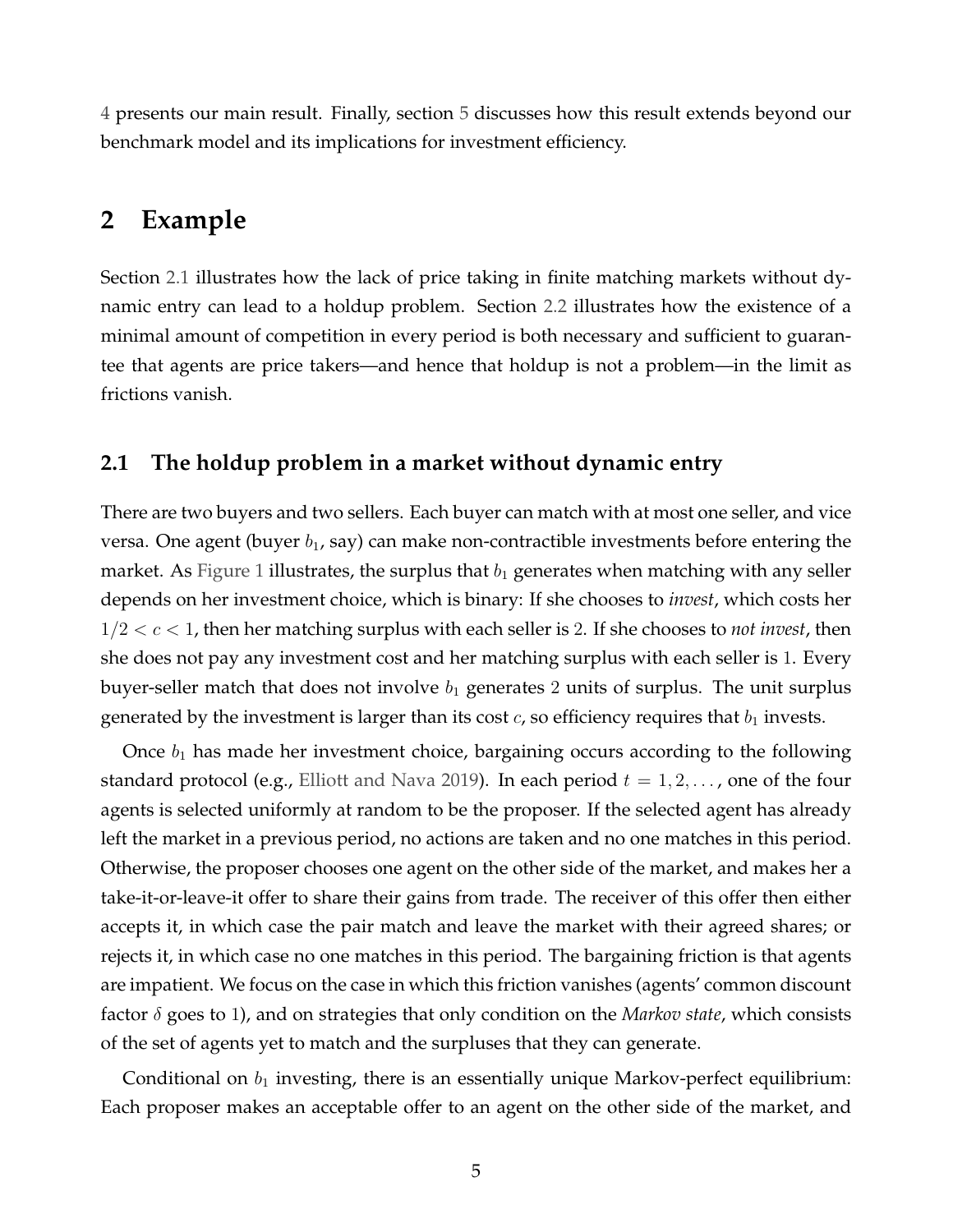4 presents our main result. Finally, section 5 discusses how this result extends beyond our benchmark model and its implications for investment efficiency.

# 2 Example

Section 2.1 illustrates how the lack of price taking in finite matching markets without dynamic entry can lead to a holdup problem. Section 2.2 illustrates how the existence of a minimal amount of competition in every period is both necessary and sufficient to guarantee that agents are price takers—and hence that holdup is not a problem—in the limit as frictions vanish.

## 2.1 The holdup problem in a market without dynamic entry

There are two buyers and two sellers. Each buyer can match with at most one seller, and vice versa. One agent (buyer $b_1$, say) can make non-contractible investments before entering the market. As Figure 1 illustrates, the surplus that $b_1$ generates when matching with any seller depends on her investment choice, which is binary: If she chooses to *invest*, which costs her $1/2 < c < 1$, then her matching surplus with each seller is 2. If she chooses to *not invest*, then she does not pay any investment cost and her matching surplus with each seller is 1. Every buyer-seller match that does not involve $b_1$ generates 2 units of surplus. The unit surplus generated by the investment is larger than its cost $c$, so efficiency requires that $b_1$ invests.

Once $b_1$ has made her investment choice, bargaining occurs according to the following standard protocol (e.g., Elliott and Nava 2019). In each period $t = 1, 2, \ldots$, one of the four agents is selected uniformly at random to be the proposer. If the selected agent has already left the market in a previous period, no actions are taken and no one matches in this period. Otherwise, the proposer chooses one agent on the other side of the market, and makes her a take-it-or-leave-it offer to share their gains from trade. The receiver of this offer then either accepts it, in which case the pair match and leave the market with their agreed shares; or rejects it, in which case no one matches in this period. The bargaining friction is that agents are impatient. We focus on the case in which this friction vanishes (agents' common discount factor $\delta$ goes to 1), and on strategies that only condition on the *Markov state*, which consists of the set of agents yet to match and the surpluses that they can generate.

Conditional on $b_1$ investing, there is an essentially unique Markov-perfect equilibrium: Each proposer makes an acceptable offer to an agent on the other side of the market, and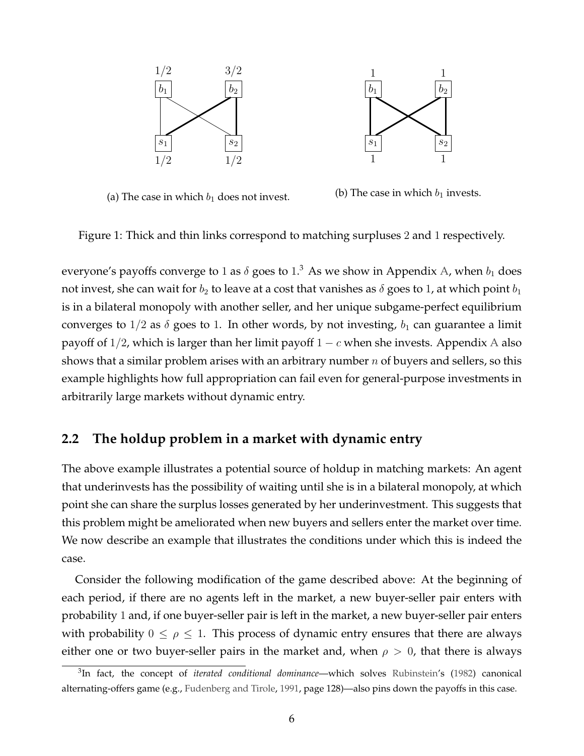(a) The case in which $b_1$ does not invest.

(b) The case in which $b_1$ invests.

Figure 1: Thick and thin links correspond to matching surpluses 2 and 1 respectively.

everyone's payoffs converge to 1 as $\delta$ goes to 1.[3] As we show in Appendix A, when $b_1$ does not invest, she can wait for $b_2$ to leave at a cost that vanishes as $\delta$ goes to 1, at which point $b_1$ is in a bilateral monopoly with another seller, and her unique subgame-perfect equilibrium converges to $1/2$ as $\delta$ goes to 1. In other words, by not investing, $b_1$ can guarantee a limit payoff of $1/2$, which is larger than her limit payoff $1 - c$ when she invests. Appendix A also shows that a similar problem arises with an arbitrary number $n$ of buyers and sellers, so this example highlights how full appropriation can fail even for general-purpose investments in arbitrarily large markets without dynamic entry.

## 2.2 The holdup problem in a market with dynamic entry

The above example illustrates a potential source of holdup in matching markets: An agent that underinvests has the possibility of waiting until she is in a bilateral monopoly, at which point she can share the surplus losses generated by her underinvestment. This suggests that this problem might be ameliorated when new buyers and sellers enter the market over time. We now describe an example that illustrates the conditions under which this is indeed the case.

Consider the following modification of the game described above: At the beginning of each period, if there are no agents left in the market, a new buyer-seller pair enters with probability 1 and, if one buyer-seller pair is left in the market, a new buyer-seller pair enters with probability $0 \leq \rho \leq 1$. This process of dynamic entry ensures that there are always either one or two buyer-seller pairs in the market and, when $\rho > 0$, that there is always

[3] In fact, the concept of *iterated conditional dominance*—which solves Rubinstein's (1982) canonical alternating-offers game (e.g., Fudenberg and Tirole, 1991, page 128)—also pins down the payoffs in this case.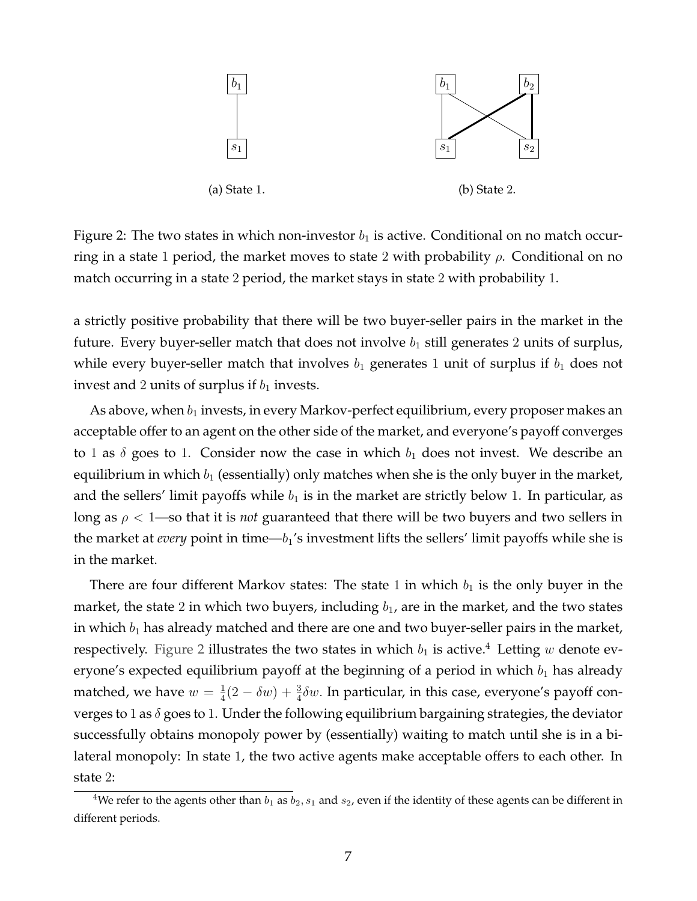(a) State 1.

(b) State 2.

Figure 2: The two states in which non-investor $b_1$ is active. Conditional on no match occurring in a state 1 period, the market moves to state 2 with probability $\rho$. Conditional on no match occurring in a state 2 period, the market stays in state 2 with probability 1.

a strictly positive probability that there will be two buyer-seller pairs in the market in the future. Every buyer-seller match that does not involve $b_1$ still generates 2 units of surplus, while every buyer-seller match that involves $b_1$ generates 1 unit of surplus if $b_1$ does not invest and 2 units of surplus if $b_1$ invests.

As above, when $b_1$ invests, in every Markov-perfect equilibrium, every proposer makes an acceptable offer to an agent on the other side of the market, and everyone's payoff converges to 1 as $\delta$ goes to 1. Consider now the case in which $b_1$ does not invest. We describe an equilibrium in which $b_1$ (essentially) only matches when she is the only buyer in the market, and the sellers' limit payoffs while $b_1$ is in the market are strictly below 1. In particular, as long as $\rho < 1$—so that it is *not* guaranteed that there will be two buyers and two sellers in the market at *every* point in time—$b_1$'s investment lifts the sellers' limit payoffs while she is in the market.

There are four different Markov states: The state 1 in which $b_1$ is the only buyer in the market, the state 2 in which two buyers, including $b_1$, are in the market, and the two states in which $b_1$ has already matched and there are one and two buyer-seller pairs in the market, respectively. Figure 2 illustrates the two states in which $b_1$ is active.[4] Letting $w$ denote everyone's expected equilibrium payoff at the beginning of a period in which $b_1$ has already matched, we have $w = \frac{1}{4}(2 - \delta w) + \frac{3}{4}\delta w$. In particular, in this case, everyone's payoff converges to 1 as $\delta$ goes to 1. Under the following equilibrium bargaining strategies, the deviator successfully obtains monopoly power by (essentially) waiting to match until she is in a bilateral monopoly: In state 1, the two active agents make acceptable offers to each other. In state 2:

[4] We refer to the agents other than $b_1$ as $b_2$, $s_1$ and $s_2$, even if the identity of these agents can be different in different periods.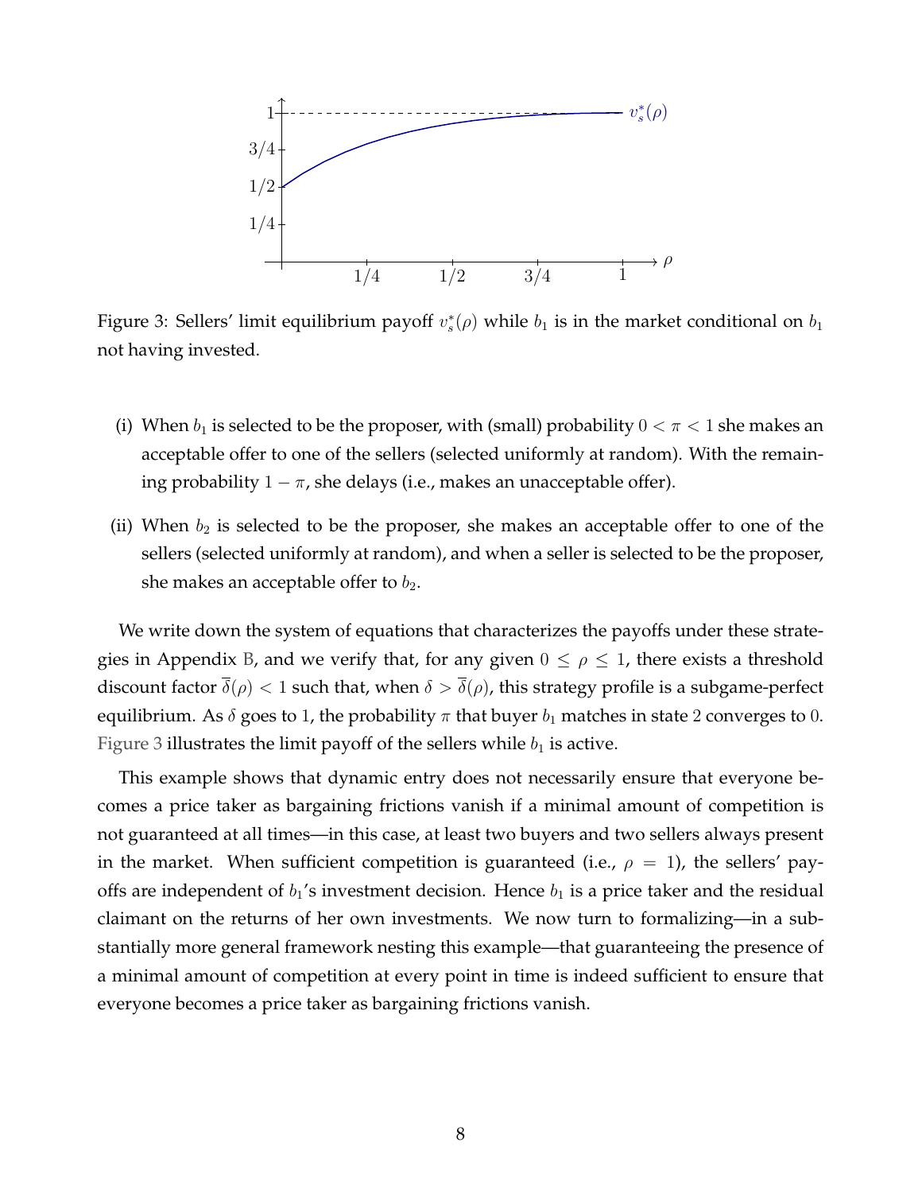Figure 3: Sellers' limit equilibrium payoff $v_s^*(\rho)$ while $b_1$ is in the market conditional on $b_1$ not having invested.

(i) When $b_1$ is selected to be the proposer, with (small) probability $0 < \pi < 1$ she makes an acceptable offer to one of the sellers (selected uniformly at random). With the remaining probability $1 - \pi$, she delays (i.e., makes an unacceptable offer).

(ii) When $b_2$ is selected to be the proposer, she makes an acceptable offer to one of the sellers (selected uniformly at random), and when a seller is selected to be the proposer, she makes an acceptable offer to $b_2$.

We write down the system of equations that characterizes the payoffs under these strategies in Appendix B, and we verify that, for any given $0 \leq \rho \leq 1$, there exists a threshold discount factor $\overline{\delta}(\rho) < 1$ such that, when $\delta > \overline{\delta}(\rho)$, this strategy profile is a subgame-perfect equilibrium. As $\delta$ goes to 1, the probability $\pi$ that buyer $b_1$ matches in state 2 converges to 0. Figure 3 illustrates the limit payoff of the sellers while $b_1$ is active.

This example shows that dynamic entry does not necessarily ensure that everyone becomes a price taker as bargaining frictions vanish if a minimal amount of competition is not guaranteed at all times—in this case, at least two buyers and two sellers always present in the market. When sufficient competition is guaranteed (i.e., $\rho = 1$), the sellers' payoffs are independent of $b_1$'s investment decision. Hence $b_1$ is a price taker and the residual claimant on the returns of her own investments. We now turn to formalizing—in a substantially more general framework nesting this example—that guaranteeing the presence of a minimal amount of competition at every point in time is indeed sufficient to ensure that everyone becomes a price taker as bargaining frictions vanish.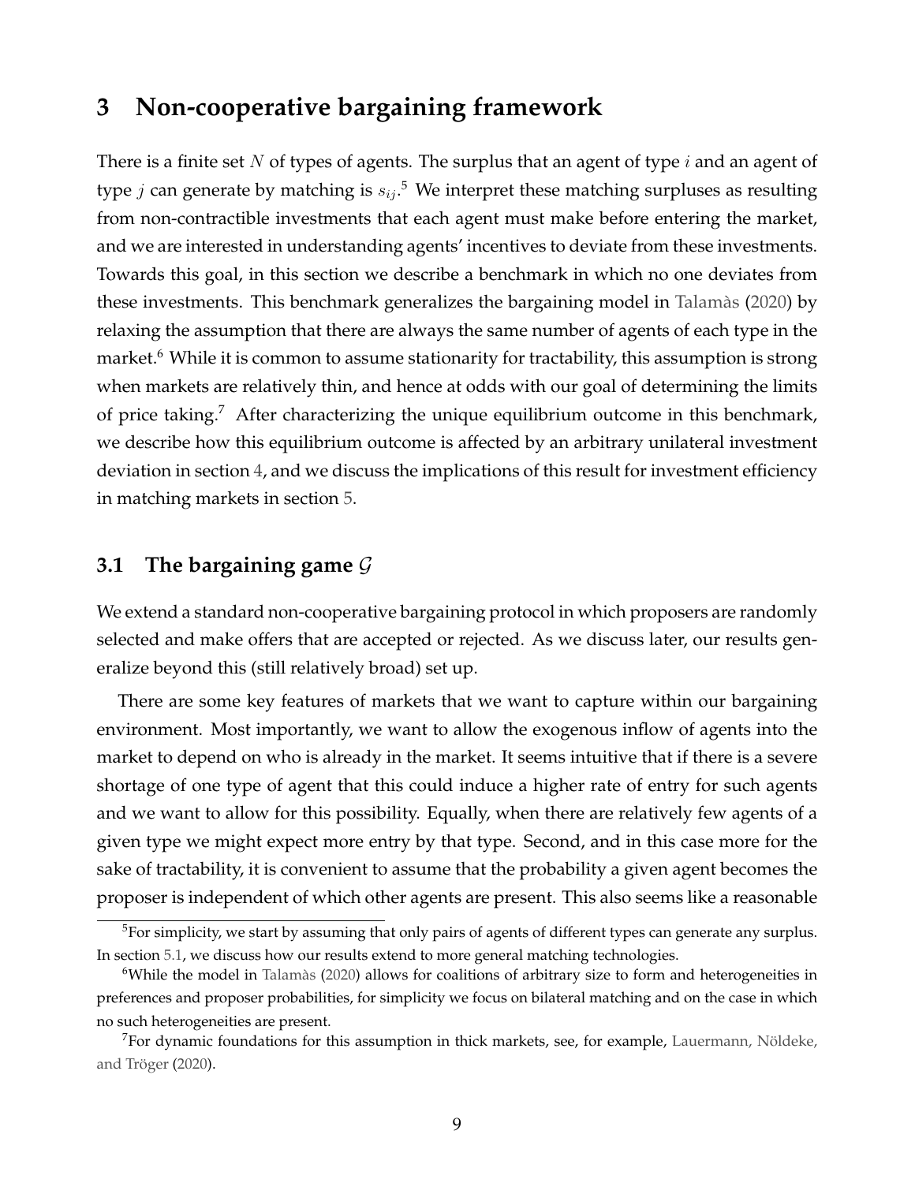# 3 Non-cooperative bargaining framework

There is a finite set $N$ of types of agents. The surplus that an agent of type $i$ and an agent of type $j$ can generate by matching is $s_{ij}$.[5] We interpret these matching surpluses as resulting from non-contractible investments that each agent must make before entering the market, and we are interested in understanding agents' incentives to deviate from these investments. Towards this goal, in this section we describe a benchmark in which no one deviates from these investments. This benchmark generalizes the bargaining model in Talamàs (2020) by relaxing the assumption that there are always the same number of agents of each type in the market.[6] While it is common to assume stationarity for tractability, this assumption is strong when markets are relatively thin, and hence at odds with our goal of determining the limits of price taking.[7] After characterizing the unique equilibrium outcome in this benchmark, we describe how this equilibrium outcome is affected by an arbitrary unilateral investment deviation in section 4, and we discuss the implications of this result for investment efficiency in matching markets in section 5.

## 3.1 The bargaining game $\mathcal{G}$

We extend a standard non-cooperative bargaining protocol in which proposers are randomly selected and make offers that are accepted or rejected. As we discuss later, our results generalize beyond this (still relatively broad) set up.

There are some key features of markets that we want to capture within our bargaining environment. Most importantly, we want to allow the exogenous inflow of agents into the market to depend on who is already in the market. It seems intuitive that if there is a severe shortage of one type of agent that this could induce a higher rate of entry for such agents and we want to allow for this possibility. Equally, when there are relatively few agents of a given type we might expect more entry by that type. Second, and in this case more for the sake of tractability, it is convenient to assume that the probability a given agent becomes the proposer is independent of which other agents are present. This also seems like a reasonable

[5] For simplicity, we start by assuming that only pairs of agents of different types can generate any surplus. In section 5.1, we discuss how our results extend to more general matching technologies.

[6] While the model in Talamàs (2020) allows for coalitions of arbitrary size to form and heterogeneities in preferences and proposer probabilities, for simplicity we focus on bilateral matching and on the case in which no such heterogeneities are present.

[7] For dynamic foundations for this assumption in thick markets, see, for example, Lauermann, Nöldeke, and Tröger (2020).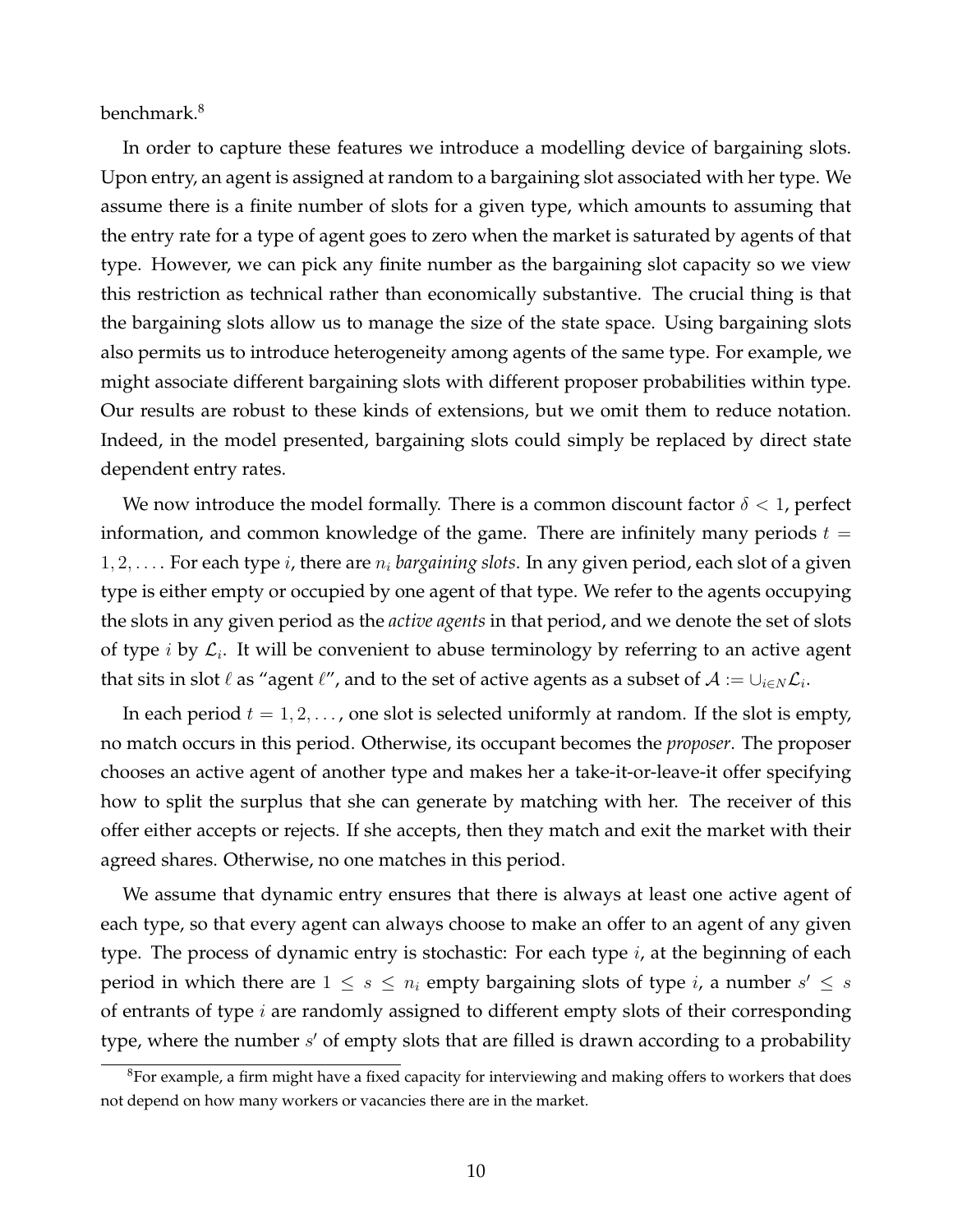benchmark.[8]

In order to capture these features we introduce a modelling device of bargaining slots. Upon entry, an agent is assigned at random to a bargaining slot associated with her type. We assume there is a finite number of slots for a given type, which amounts to assuming that the entry rate for a type of agent goes to zero when the market is saturated by agents of that type. However, we can pick any finite number as the bargaining slot capacity so we view this restriction as technical rather than economically substantive. The crucial thing is that the bargaining slots allow us to manage the size of the state space. Using bargaining slots also permits us to introduce heterogeneity among agents of the same type. For example, we might associate different bargaining slots with different proposer probabilities within type. Our results are robust to these kinds of extensions, but we omit them to reduce notation. Indeed, in the model presented, bargaining slots could simply be replaced by direct state dependent entry rates.

We now introduce the model formally. There is a common discount factor $\delta < 1$, perfect information, and common knowledge of the game. There are infinitely many periods $t = 1, 2, \ldots$. For each type $i$, there are $n_i$ *bargaining slots*. In any given period, each slot of a given type is either empty or occupied by one agent of that type. We refer to the agents occupying the slots in any given period as the *active agents* in that period, and we denote the set of slots of type $i$ by $\mathcal{L}_i$. It will be convenient to abuse terminology by referring to an active agent that sits in slot $\ell$ as "agent $\ell$", and to the set of active agents as a subset of $\mathcal{A} := \cup_{i \in N} \mathcal{L}_i$.

In each period $t = 1, 2, \ldots$, one slot is selected uniformly at random. If the slot is empty, no match occurs in this period. Otherwise, its occupant becomes the *proposer*. The proposer chooses an active agent of another type and makes her a take-it-or-leave-it offer specifying how to split the surplus that she can generate by matching with her. The receiver of this offer either accepts or rejects. If she accepts, then they match and exit the market with their agreed shares. Otherwise, no one matches in this period.

We assume that dynamic entry ensures that there is always at least one active agent of each type, so that every agent can always choose to make an offer to an agent of any given type. The process of dynamic entry is stochastic: For each type $i$, at the beginning of each period in which there are $1 \leq s \leq n_i$ empty bargaining slots of type $i$, a number $s' \leq s$ of entrants of type $i$ are randomly assigned to different empty slots of their corresponding type, where the number $s'$ of empty slots that are filled is drawn according to a probability

[8] For example, a firm might have a fixed capacity for interviewing and making offers to workers that does not depend on how many workers or vacancies there are in the market.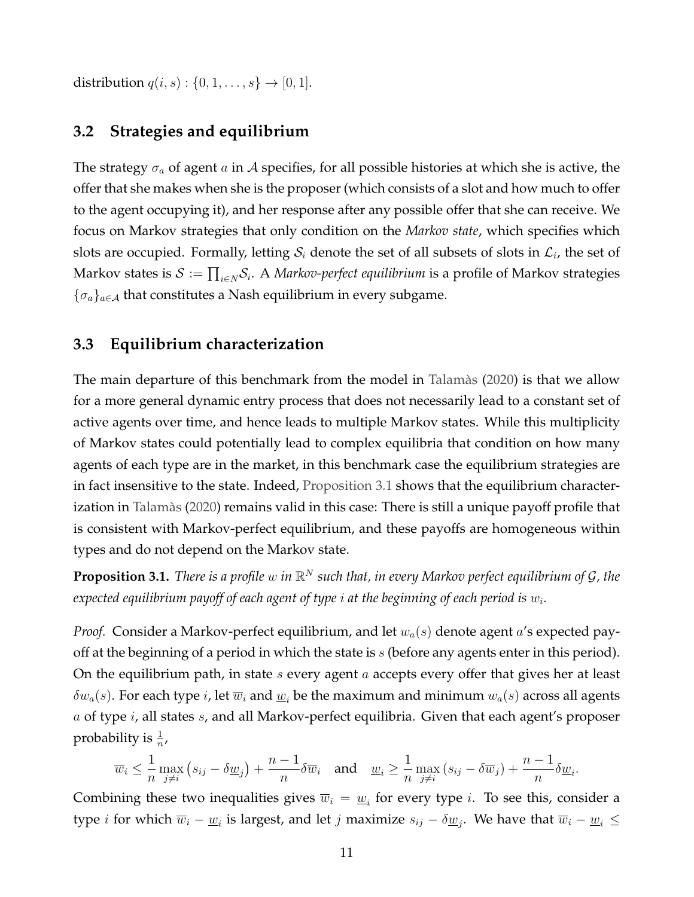distribution $q(i, s) : \{0, 1, \ldots, s\} \to [0, 1]$.

## 3.2 Strategies and equilibrium

The strategy $\sigma_a$ of agent $a$ in $\mathcal{A}$ specifies, for all possible histories at which she is active, the offer that she makes when she is the proposer (which consists of a slot and how much to offer to the agent occupying it), and her response after any possible offer that she can receive. We focus on Markov strategies that only condition on the *Markov state*, which specifies which slots are occupied. Formally, letting $\mathcal{S}_i$ denote the set of all subsets of slots in $\mathcal{L}_i$, the set of Markov states is $\mathcal{S} := \prod_{i \in N} \mathcal{S}_i$. A *Markov-perfect equilibrium* is a profile of Markov strategies $\{\sigma_a\}_{a \in \mathcal{A}}$ that constitutes a Nash equilibrium in every subgame.

## 3.3 Equilibrium characterization

The main departure of this benchmark from the model in Talamàs (2020) is that we allow for a more general dynamic entry process that does not necessarily lead to a constant set of active agents over time, and hence leads to multiple Markov states. While this multiplicity of Markov states could potentially lead to complex equilibria that condition on how many agents of each type are in the market, in this benchmark case the equilibrium strategies are in fact insensitive to the state. Indeed, Proposition 3.1 shows that the equilibrium characterization in Talamàs (2020) remains valid in this case: There is still a unique payoff profile that is consistent with Markov-perfect equilibrium, and these payoffs are homogeneous within types and do not depend on the Markov state.

**Proposition 3.1.** *There is a profile $w$ in $\mathbb{R}^N$ such that, in every Markov perfect equilibrium of $\mathcal{G}$, the expected equilibrium payoff of each agent of type $i$ at the beginning of each period is $w_i$.*

*Proof.* Consider a Markov-perfect equilibrium, and let $w_a(s)$ denote agent $a$'s expected payoff at the beginning of a period in which the state is $s$ (before any agents enter in this period). On the equilibrium path, in state $s$ every agent $a$ accepts every offer that gives her at least $\delta w_a(s)$. For each type $i$, let $\overline{w}_i$ and $\underline{w}_i$ be the maximum and minimum $w_a(s)$ across all agents $a$ of type $i$, all states $s$, and all Markov-perfect equilibria. Given that each agent's proposer probability is $\frac{1}{n}$,

$$\overline{w}_i \leq \frac{1}{n} \max_{j \neq i} \left( s_{ij} - \delta \underline{w}_j \right) + \frac{n-1}{n} \delta \overline{w}_i \quad \text{and} \quad \underline{w}_i \geq \frac{1}{n} \max_{j \neq i} \left( s_{ij} - \delta \overline{w}_j \right) + \frac{n-1}{n} \delta \underline{w}_i.$$

Combining these two inequalities gives $\overline{w}_i = \underline{w}_i$ for every type $i$. To see this, consider a type $i$ for which $\overline{w}_i - \underline{w}_i$ is largest, and let $j$ maximize $s_{ij} - \delta \underline{w}_j$. We have that $\overline{w}_i - \underline{w}_i \leq$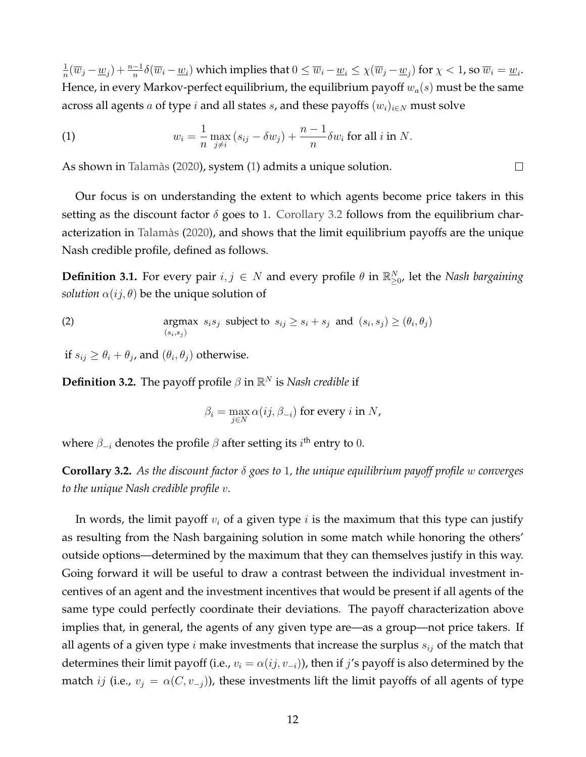$\frac{1}{n}(\overline{w}_j - \underline{w}_j) + \frac{n-1}{n}\delta(\overline{w}_i - \underline{w}_i)$ which implies that $0 \leq \overline{w}_i - \underline{w}_i \leq \chi(\overline{w}_j - \underline{w}_j)$ for $\chi < 1$, so $\overline{w}_i = \underline{w}_i$. Hence, in every Markov-perfect equilibrium, the equilibrium payoff $w_a(s)$ must be the same across all agents $a$ of type $i$ and all states $s$, and these payoffs $(w_i)_{i \in N}$ must solve

$$w_i = \frac{1}{n} \max_{j \neq i} (s_{ij} - \delta w_j) + \frac{n-1}{n} \delta w_i \text{ for all } i \text{ in } N. \tag{1}$$

As shown in Talamàs (2020), system (1) admits a unique solution. $\square$

Our focus is on understanding the extent to which agents become price takers in this setting as the discount factor $\delta$ goes to 1. Corollary 3.2 follows from the equilibrium characterization in Talamàs (2020), and shows that the limit equilibrium payoffs are the unique Nash credible profile, defined as follows.

**Definition 3.1.** For every pair $i, j \in N$ and every profile $\theta$ in $\mathbb{R}^N_{\geq 0}$, let the *Nash bargaining solution* $\alpha(ij, \theta)$ be the unique solution of

$$\underset{(s_i, s_j)}{\operatorname{argmax}} \ s_i s_j \ \text{ subject to } \ s_{ij} \geq s_i + s_j \ \text{ and } \ (s_i, s_j) \geq (\theta_i, \theta_j) \tag{2}$$

if $s_{ij} \geq \theta_i + \theta_j$, and $(\theta_i, \theta_j)$ otherwise.

**Definition 3.2.** The payoff profile $\beta$ in $\mathbb{R}^N$ is *Nash credible* if

$$\beta_i = \max_{j \in N} \alpha(ij, \beta_{-i}) \text{ for every } i \text{ in } N,$$

where $\beta_{-i}$ denotes the profile $\beta$ after setting its $i^{\text{th}}$ entry to 0.

**Corollary 3.2.** *As the discount factor $\delta$ goes to 1, the unique equilibrium payoff profile $w$ converges to the unique Nash credible profile $v$.*

In words, the limit payoff $v_i$ of a given type $i$ is the maximum that this type can justify as resulting from the Nash bargaining solution in some match while honoring the others' outside options—determined by the maximum that they can themselves justify in this way. Going forward it will be useful to draw a contrast between the individual investment incentives of an agent and the investment incentives that would be present if all agents of the same type could perfectly coordinate their deviations. The payoff characterization above implies that, in general, the agents of any given type are—as a group—not price takers. If all agents of a given type $i$ make investments that increase the surplus $s_{ij}$ of the match that determines their limit payoff (i.e., $v_i = \alpha(ij, v_{-i})$), then if $j$'s payoff is also determined by the match $ij$ (i.e., $v_j = \alpha(C, v_{-j})$), these investments lift the limit payoffs of all agents of type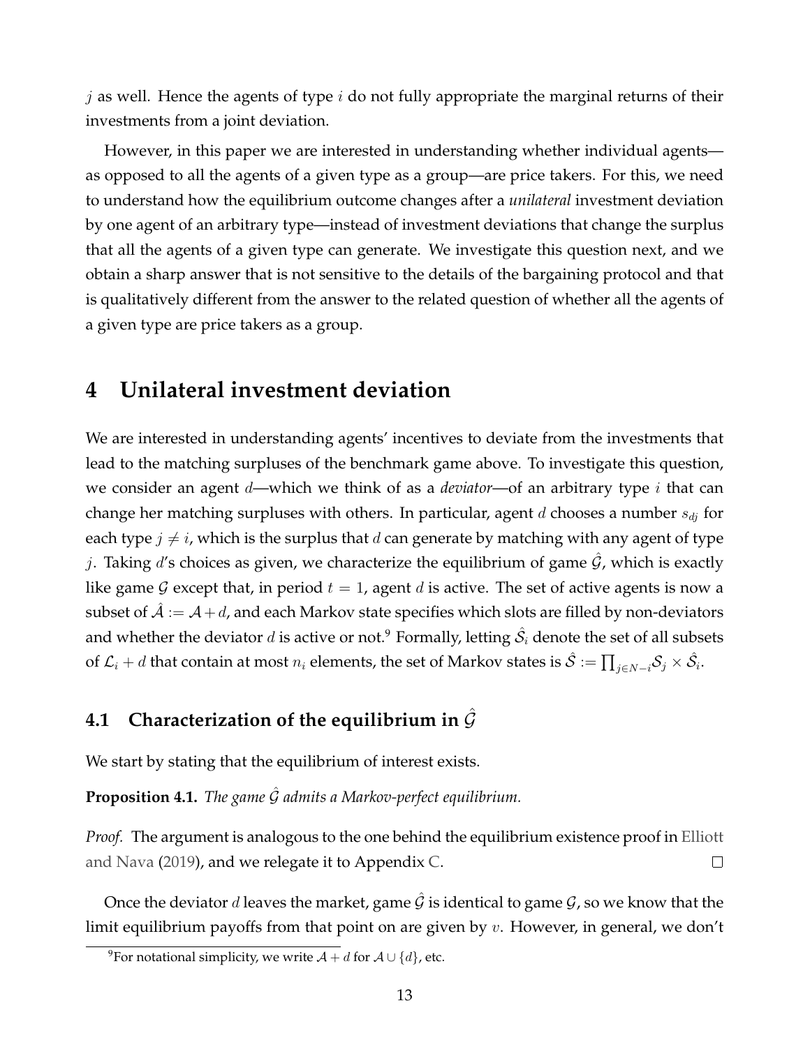$j$ as well. Hence the agents of type $i$ do not fully appropriate the marginal returns of their investments from a joint deviation.

However, in this paper we are interested in understanding whether individual agents—as opposed to all the agents of a given type as a group—are price takers. For this, we need to understand how the equilibrium outcome changes after a *unilateral* investment deviation by one agent of an arbitrary type—instead of investment deviations that change the surplus that all the agents of a given type can generate. We investigate this question next, and we obtain a sharp answer that is not sensitive to the details of the bargaining protocol and that is qualitatively different from the answer to the related question of whether all the agents of a given type are price takers as a group.

# 4 Unilateral investment deviation

We are interested in understanding agents' incentives to deviate from the investments that lead to the matching surpluses of the benchmark game above. To investigate this question, we consider an agent $d$—which we think of as a *deviator*—of an arbitrary type $i$ that can change her matching surpluses with others. In particular, agent $d$ chooses a number $s_{dj}$ for each type $j \neq i$, which is the surplus that $d$ can generate by matching with any agent of type $j$. Taking $d$'s choices as given, we characterize the equilibrium of game $\hat{\mathcal{G}}$, which is exactly like game $\mathcal{G}$ except that, in period $t = 1$, agent $d$ is active. The set of active agents is now a subset of $\hat{\mathcal{A}} := \mathcal{A} + d$, and each Markov state specifies which slots are filled by non-deviators and whether the deviator $d$ is active or not.[9] Formally, letting $\hat{\mathcal{S}}_i$ denote the set of all subsets of $\mathcal{L}_i + d$ that contain at most $n_i$ elements, the set of Markov states is $\hat{\mathcal{S}} := \prod_{j \in N-i} \mathcal{S}_j \times \hat{\mathcal{S}}_i$.

## 4.1 Characterization of the equilibrium in $\hat{\mathcal{G}}$

We start by stating that the equilibrium of interest exists.

**Proposition 4.1.** *The game $\hat{\mathcal{G}}$ admits a Markov-perfect equilibrium.*

*Proof.* The argument is analogous to the one behind the equilibrium existence proof in Elliott and Nava (2019), and we relegate it to Appendix C. □

Once the deviator $d$ leaves the market, game $\hat{\mathcal{G}}$ is identical to game $\mathcal{G}$, so we know that the limit equilibrium payoffs from that point on are given by $v$. However, in general, we don't

[9] For notational simplicity, we write $\mathcal{A} + d$ for $\mathcal{A} \cup \{d\}$, etc.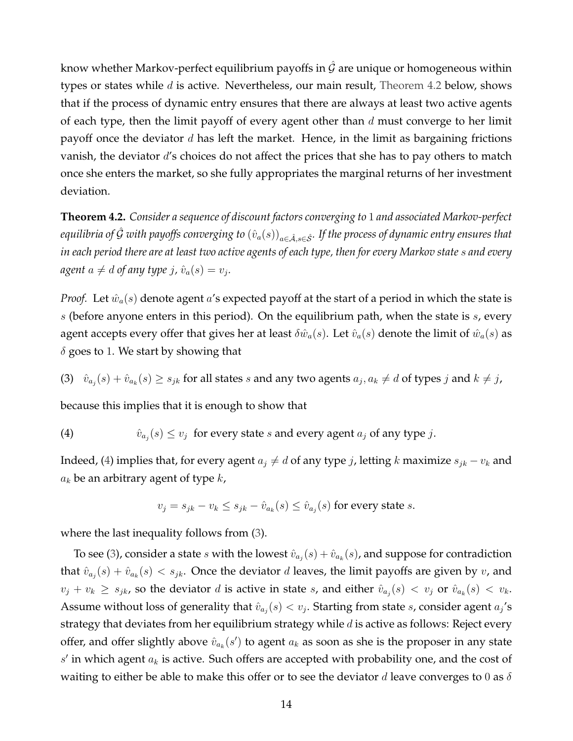know whether Markov-perfect equilibrium payoffs in $\hat{\mathcal{G}}$ are unique or homogeneous within types or states while $d$ is active. Nevertheless, our main result, Theorem 4.2 below, shows that if the process of dynamic entry ensures that there are always at least two active agents of each type, then the limit payoff of every agent other than $d$ must converge to her limit payoff once the deviator $d$ has left the market. Hence, in the limit as bargaining frictions vanish, the deviator $d$'s choices do not affect the prices that she has to pay others to match once she enters the market, so she fully appropriates the marginal returns of her investment deviation.

**Theorem 4.2.** *Consider a sequence of discount factors converging to* 1 *and associated Markov-perfect equilibria of $\hat{\mathcal{G}}$ with payoffs converging to $(\hat{v}_a(s))_{a\in\hat{\mathcal{A}},s\in\hat{\mathcal{S}}}$. If the process of dynamic entry ensures that in each period there are at least two active agents of each type, then for every Markov state $s$ and every agent $a \neq d$ of any type $j$, $\hat{v}_a(s) = v_j$.*

*Proof.* Let $\hat{w}_a(s)$ denote agent $a$'s expected payoff at the start of a period in which the state is $s$ (before anyone enters in this period). On the equilibrium path, when the state is $s$, every agent accepts every offer that gives her at least $\delta\hat{w}_a(s)$. Let $\hat{v}_a(s)$ denote the limit of $\hat{w}_a(s)$ as $\delta$ goes to 1. We start by showing that

(3) $\quad \hat{v}_{a_j}(s) + \hat{v}_{a_k}(s) \geq s_{jk}$ for all states $s$ and any two agents $a_j, a_k \neq d$ of types $j$ and $k \neq j$,

because this implies that it is enough to show that

(4) $\qquad\qquad \hat{v}_{a_j}(s) \leq v_j$ for every state $s$ and every agent $a_j$ of any type $j$.

Indeed, (4) implies that, for every agent $a_j \neq d$ of any type $j$, letting $k$ maximize $s_{jk} - v_k$ and $a_k$ be an arbitrary agent of type $k$,

$$v_j = s_{jk} - v_k \leq s_{jk} - \hat{v}_{a_k}(s) \leq \hat{v}_{a_j}(s) \text{ for every state } s.$$

where the last inequality follows from (3).

To see (3), consider a state $s$ with the lowest $\hat{v}_{a_j}(s) + \hat{v}_{a_k}(s)$, and suppose for contradiction that $\hat{v}_{a_j}(s) + \hat{v}_{a_k}(s) < s_{jk}$. Once the deviator $d$ leaves, the limit payoffs are given by $v$, and $v_j + v_k \geq s_{jk}$, so the deviator $d$ is active in state $s$, and either $\hat{v}_{a_j}(s) < v_j$ or $\hat{v}_{a_k}(s) < v_k$. Assume without loss of generality that $\hat{v}_{a_j}(s) < v_j$. Starting from state $s$, consider agent $a_j$'s strategy that deviates from her equilibrium strategy while $d$ is active as follows: Reject every offer, and offer slightly above $\hat{v}_{a_k}(s')$ to agent $a_k$ as soon as she is the proposer in any state $s'$ in which agent $a_k$ is active. Such offers are accepted with probability one, and the cost of waiting to either be able to make this offer or to see the deviator $d$ leave converges to 0 as $\delta$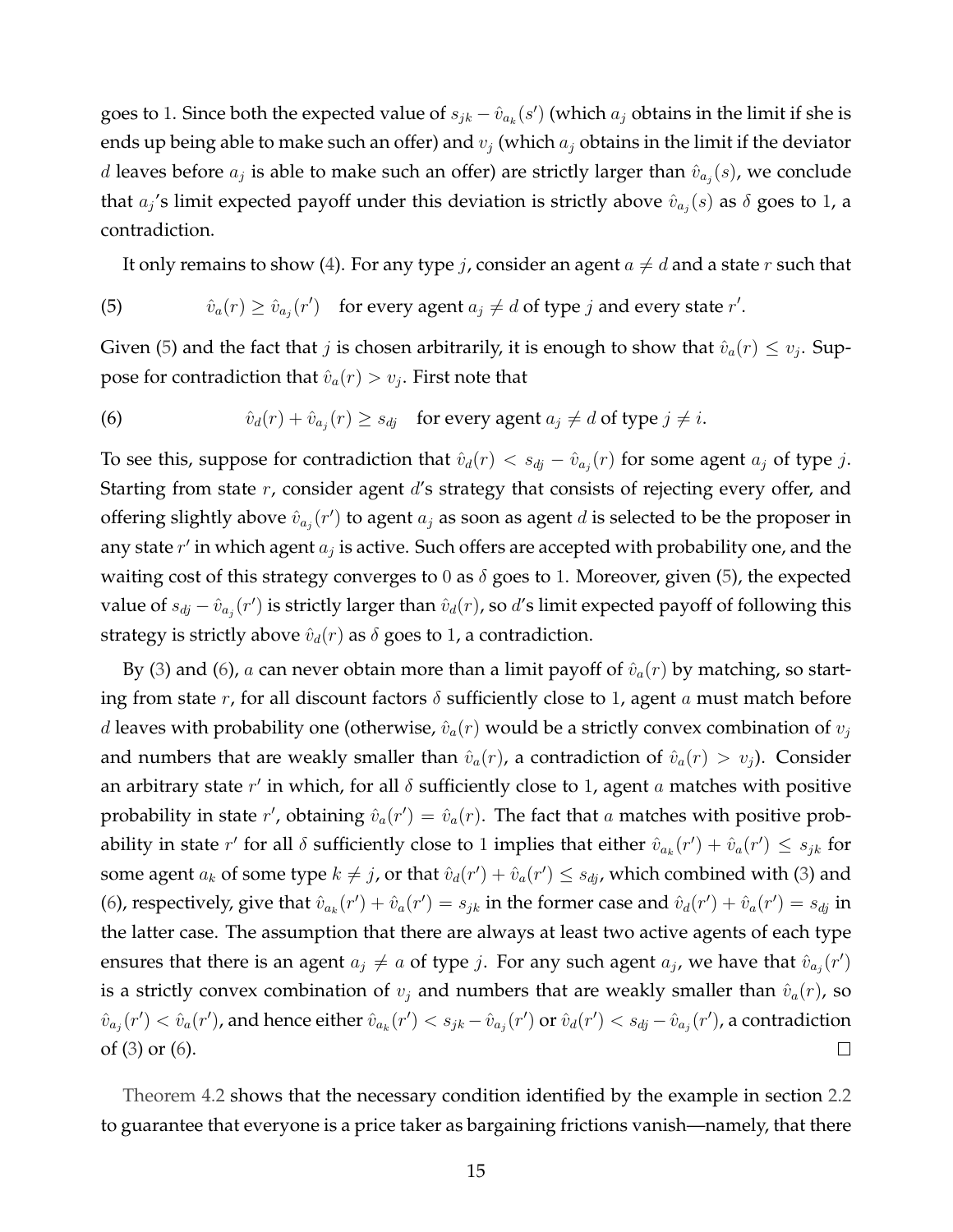goes to 1. Since both the expected value of $s_{jk} - \hat{v}_{a_k}(s')$ (which $a_j$ obtains in the limit if she is ends up being able to make such an offer) and $v_j$ (which $a_j$ obtains in the limit if the deviator $d$ leaves before $a_j$ is able to make such an offer) are strictly larger than $\hat{v}_{a_j}(s)$, we conclude that $a_j$'s limit expected payoff under this deviation is strictly above $\hat{v}_{a_j}(s)$ as $\delta$ goes to 1, a contradiction.

It only remains to show (4). For any type $j$, consider an agent $a \neq d$ and a state $r$ such that

$$\text{(5)} \qquad \hat{v}_a(r) \geq \hat{v}_{a_j}(r') \quad \text{for every agent } a_j \neq d \text{ of type } j \text{ and every state } r'.$$

Given (5) and the fact that $j$ is chosen arbitrarily, it is enough to show that $\hat{v}_a(r) \leq v_j$. Suppose for contradiction that $\hat{v}_a(r) > v_j$. First note that

$$\text{(6)} \qquad \hat{v}_d(r) + \hat{v}_{a_j}(r) \geq s_{dj} \quad \text{for every agent } a_j \neq d \text{ of type } j \neq i.$$

To see this, suppose for contradiction that $\hat{v}_d(r) < s_{dj} - \hat{v}_{a_j}(r)$ for some agent $a_j$ of type $j$. Starting from state $r$, consider agent $d$'s strategy that consists of rejecting every offer, and offering slightly above $\hat{v}_{a_j}(r')$ to agent $a_j$ as soon as agent $d$ is selected to be the proposer in any state $r'$ in which agent $a_j$ is active. Such offers are accepted with probability one, and the waiting cost of this strategy converges to 0 as $\delta$ goes to 1. Moreover, given (5), the expected value of $s_{dj} - \hat{v}_{a_j}(r')$ is strictly larger than $\hat{v}_d(r)$, so $d$'s limit expected payoff of following this strategy is strictly above $\hat{v}_d(r)$ as $\delta$ goes to 1, a contradiction.

By (3) and (6), $a$ can never obtain more than a limit payoff of $\hat{v}_a(r)$ by matching, so starting from state $r$, for all discount factors $\delta$ sufficiently close to 1, agent $a$ must match before $d$ leaves with probability one (otherwise, $\hat{v}_a(r)$ would be a strictly convex combination of $v_j$ and numbers that are weakly smaller than $\hat{v}_a(r)$, a contradiction of $\hat{v}_a(r) > v_j$). Consider an arbitrary state $r'$ in which, for all $\delta$ sufficiently close to 1, agent $a$ matches with positive probability in state $r'$, obtaining $\hat{v}_a(r') = \hat{v}_a(r)$. The fact that $a$ matches with positive probability in state $r'$ for all $\delta$ sufficiently close to 1 implies that either $\hat{v}_{a_k}(r') + \hat{v}_a(r') \leq s_{jk}$ for some agent $a_k$ of some type $k \neq j$, or that $\hat{v}_d(r') + \hat{v}_a(r') \leq s_{dj}$, which combined with (3) and (6), respectively, give that $\hat{v}_{a_k}(r') + \hat{v}_a(r') = s_{jk}$ in the former case and $\hat{v}_d(r') + \hat{v}_a(r') = s_{dj}$ in the latter case. The assumption that there are always at least two active agents of each type ensures that there is an agent $a_j \neq a$ of type $j$. For any such agent $a_j$, we have that $\hat{v}_{a_j}(r')$ is a strictly convex combination of $v_j$ and numbers that are weakly smaller than $\hat{v}_a(r)$, so $\hat{v}_{a_j}(r') < \hat{v}_a(r')$, and hence either $\hat{v}_{a_k}(r') < s_{jk} - \hat{v}_{a_j}(r')$ or $\hat{v}_d(r') < s_{dj} - \hat{v}_{a_j}(r')$, a contradiction of (3) or (6). □

Theorem 4.2 shows that the necessary condition identified by the example in section 2.2 to guarantee that everyone is a price taker as bargaining frictions vanish—namely, that there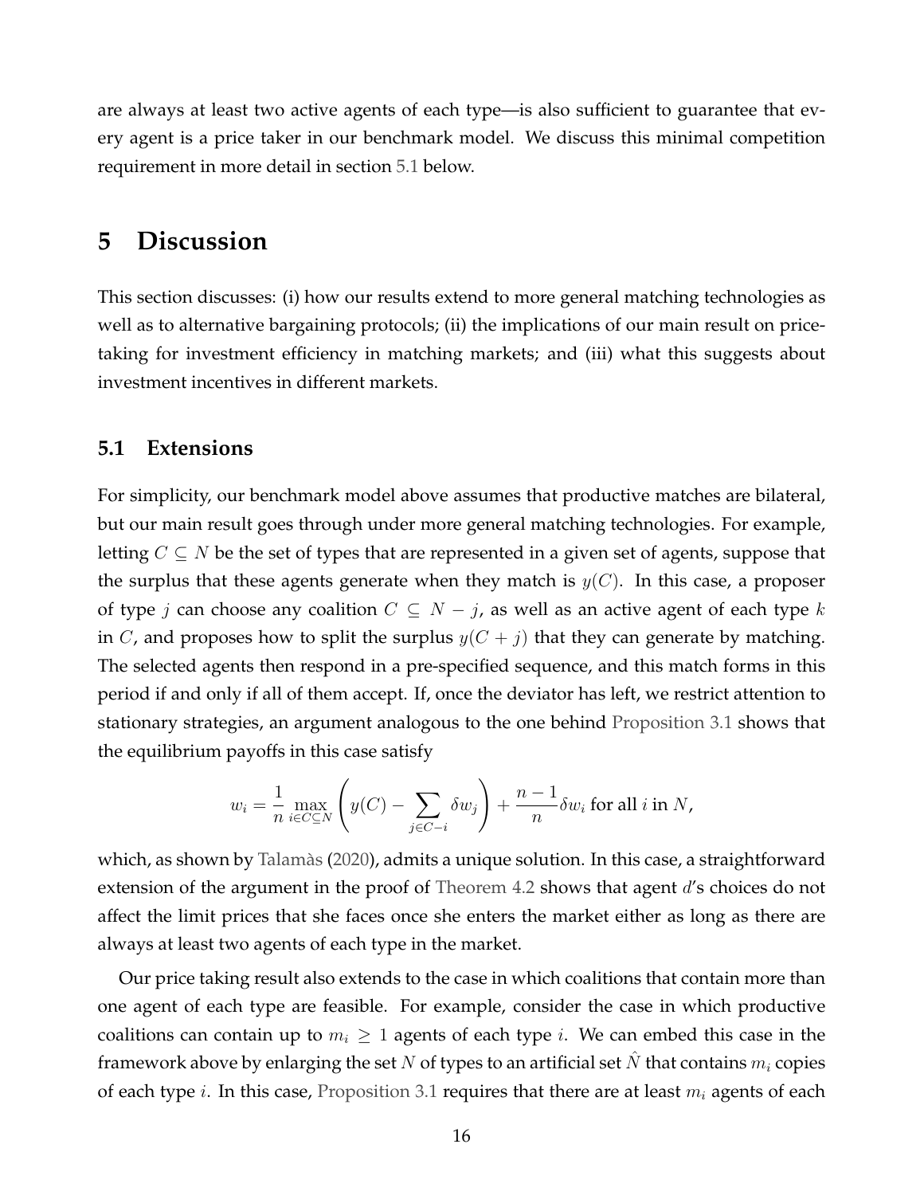are always at least two active agents of each type—is also sufficient to guarantee that every agent is a price taker in our benchmark model. We discuss this minimal competition requirement in more detail in section 5.1 below.

# 5 Discussion

This section discusses: (i) how our results extend to more general matching technologies as well as to alternative bargaining protocols; (ii) the implications of our main result on price-taking for investment efficiency in matching markets; and (iii) what this suggests about investment incentives in different markets.

## 5.1 Extensions

For simplicity, our benchmark model above assumes that productive matches are bilateral, but our main result goes through under more general matching technologies. For example, letting $C \subseteq N$ be the set of types that are represented in a given set of agents, suppose that the surplus that these agents generate when they match is $y(C)$. In this case, a proposer of type $j$ can choose any coalition $C \subseteq N - j$, as well as an active agent of each type $k$ in $C$, and proposes how to split the surplus $y(C + j)$ that they can generate by matching. The selected agents then respond in a pre-specified sequence, and this match forms in this period if and only if all of them accept. If, once the deviator has left, we restrict attention to stationary strategies, an argument analogous to the one behind Proposition 3.1 shows that the equilibrium payoffs in this case satisfy

$$w_i = \frac{1}{n} \max_{i \in C \subseteq N} \left( y(C) - \sum_{j \in C - i} \delta w_j \right) + \frac{n-1}{n} \delta w_i \text{ for all } i \text{ in } N,$$

which, as shown by Talamàs (2020), admits a unique solution. In this case, a straightforward extension of the argument in the proof of Theorem 4.2 shows that agent $d$'s choices do not affect the limit prices that she faces once she enters the market either as long as there are always at least two agents of each type in the market.

Our price taking result also extends to the case in which coalitions that contain more than one agent of each type are feasible. For example, consider the case in which productive coalitions can contain up to $m_i \geq 1$ agents of each type $i$. We can embed this case in the framework above by enlarging the set $N$ of types to an artificial set $\hat{N}$ that contains $m_i$ copies of each type $i$. In this case, Proposition 3.1 requires that there are at least $m_i$ agents of each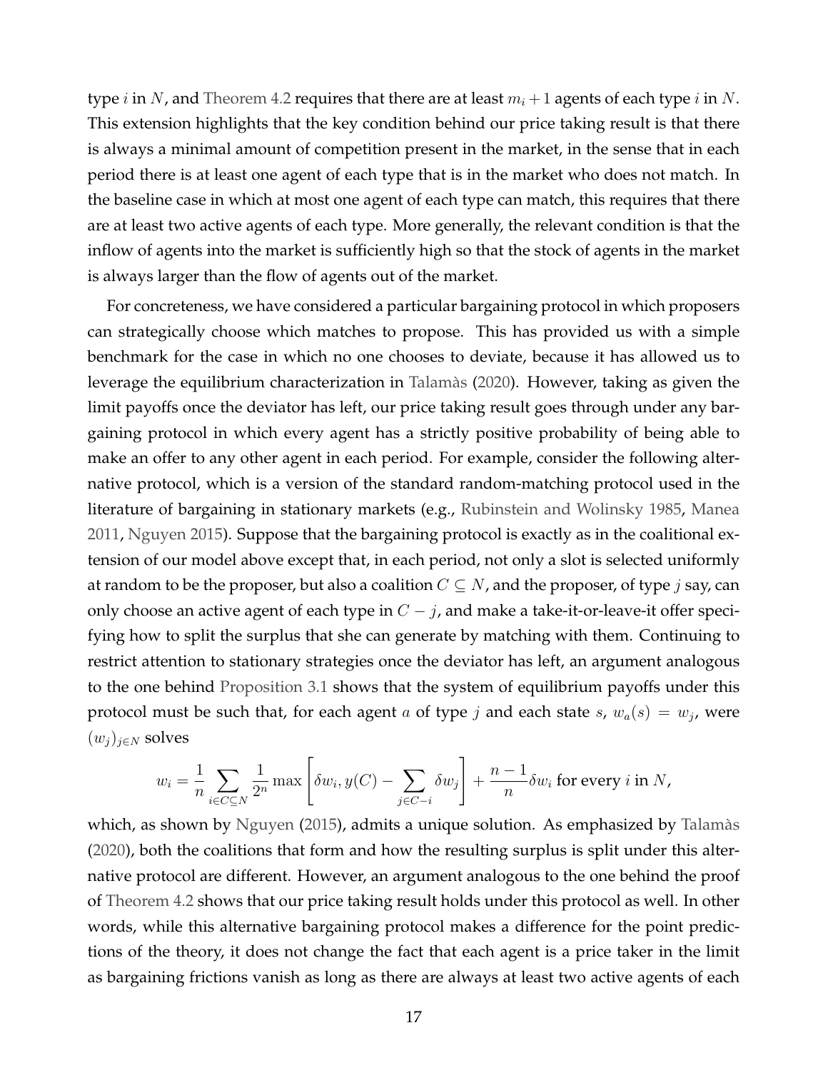type $i$ in $N$, and Theorem 4.2 requires that there are at least $m_i + 1$ agents of each type $i$ in $N$. This extension highlights that the key condition behind our price taking result is that there is always a minimal amount of competition present in the market, in the sense that in each period there is at least one agent of each type that is in the market who does not match. In the baseline case in which at most one agent of each type can match, this requires that there are at least two active agents of each type. More generally, the relevant condition is that the inflow of agents into the market is sufficiently high so that the stock of agents in the market is always larger than the flow of agents out of the market.

For concreteness, we have considered a particular bargaining protocol in which proposers can strategically choose which matches to propose. This has provided us with a simple benchmark for the case in which no one chooses to deviate, because it has allowed us to leverage the equilibrium characterization in Talamàs (2020). However, taking as given the limit payoffs once the deviator has left, our price taking result goes through under any bargaining protocol in which every agent has a strictly positive probability of being able to make an offer to any other agent in each period. For example, consider the following alternative protocol, which is a version of the standard random-matching protocol used in the literature of bargaining in stationary markets (e.g., Rubinstein and Wolinsky 1985, Manea 2011, Nguyen 2015). Suppose that the bargaining protocol is exactly as in the coalitional extension of our model above except that, in each period, not only a slot is selected uniformly at random to be the proposer, but also a coalition $C \subseteq N$, and the proposer, of type $j$ say, can only choose an active agent of each type in $C - j$, and make a take-it-or-leave-it offer specifying how to split the surplus that she can generate by matching with them. Continuing to restrict attention to stationary strategies once the deviator has left, an argument analogous to the one behind Proposition 3.1 shows that the system of equilibrium payoffs under this protocol must be such that, for each agent $a$ of type $j$ and each state $s$, $w_a(s) = w_j$, were $(w_j)_{j \in N}$ solves

$$w_i = \frac{1}{n} \sum_{i \in C \subseteq N} \frac{1}{2^n} \max \left[ \delta w_i, y(C) - \sum_{j \in C - i} \delta w_j \right] + \frac{n-1}{n} \delta w_i \text{ for every } i \text{ in } N,$$

which, as shown by Nguyen (2015), admits a unique solution. As emphasized by Talamàs (2020), both the coalitions that form and how the resulting surplus is split under this alternative protocol are different. However, an argument analogous to the one behind the proof of Theorem 4.2 shows that our price taking result holds under this protocol as well. In other words, while this alternative bargaining protocol makes a difference for the point predictions of the theory, it does not change the fact that each agent is a price taker in the limit as bargaining frictions vanish as long as there are always at least two active agents of each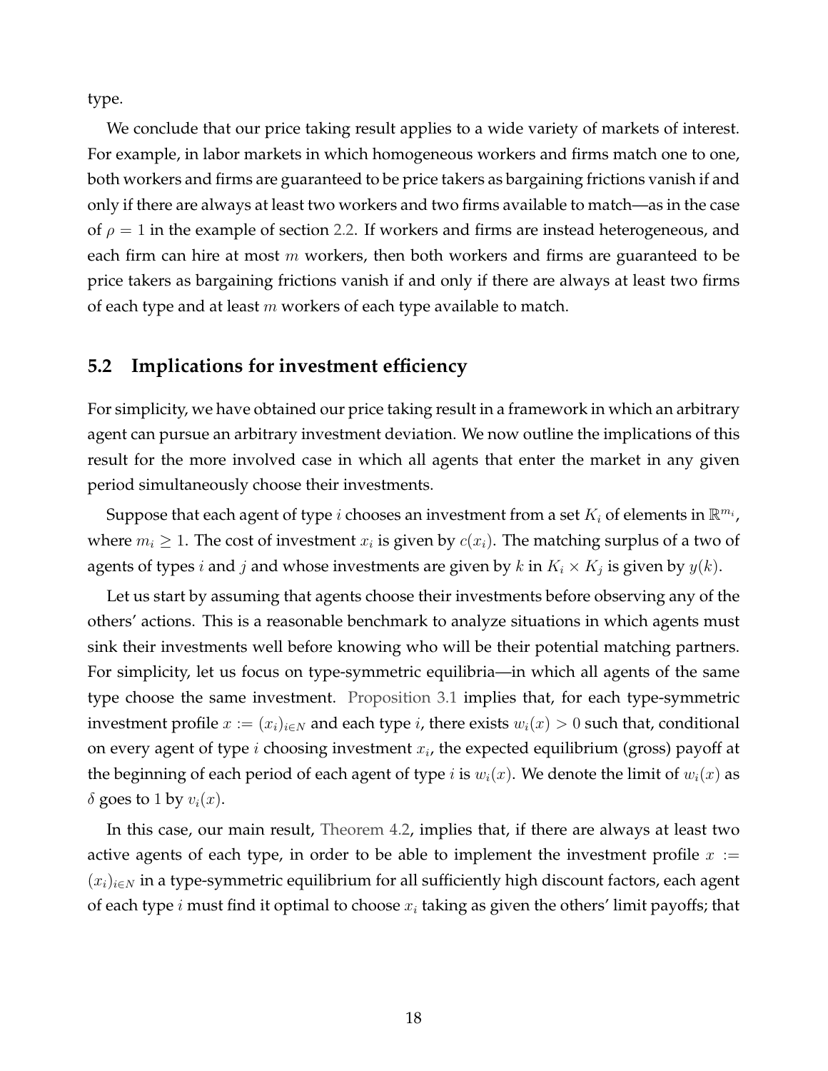type.

We conclude that our price taking result applies to a wide variety of markets of interest. For example, in labor markets in which homogeneous workers and firms match one to one, both workers and firms are guaranteed to be price takers as bargaining frictions vanish if and only if there are always at least two workers and two firms available to match—as in the case of $\rho = 1$ in the example of section 2.2. If workers and firms are instead heterogeneous, and each firm can hire at most $m$ workers, then both workers and firms are guaranteed to be price takers as bargaining frictions vanish if and only if there are always at least two firms of each type and at least $m$ workers of each type available to match.

## 5.2 Implications for investment efficiency

For simplicity, we have obtained our price taking result in a framework in which an arbitrary agent can pursue an arbitrary investment deviation. We now outline the implications of this result for the more involved case in which all agents that enter the market in any given period simultaneously choose their investments.

Suppose that each agent of type $i$ chooses an investment from a set $K_i$ of elements in $\mathbb{R}^{m_i}$, where $m_i \geq 1$. The cost of investment $x_i$ is given by $c(x_i)$. The matching surplus of a two of agents of types $i$ and $j$ and whose investments are given by $k$ in $K_i \times K_j$ is given by $y(k)$.

Let us start by assuming that agents choose their investments before observing any of the others' actions. This is a reasonable benchmark to analyze situations in which agents must sink their investments well before knowing who will be their potential matching partners. For simplicity, let us focus on type-symmetric equilibria—in which all agents of the same type choose the same investment. Proposition 3.1 implies that, for each type-symmetric investment profile $x := (x_i)_{i \in N}$ and each type $i$, there exists $w_i(x) > 0$ such that, conditional on every agent of type $i$ choosing investment $x_i$, the expected equilibrium (gross) payoff at the beginning of each period of each agent of type $i$ is $w_i(x)$. We denote the limit of $w_i(x)$ as $\delta$ goes to 1 by $v_i(x)$.

In this case, our main result, Theorem 4.2, implies that, if there are always at least two active agents of each type, in order to be able to implement the investment profile $x := (x_i)_{i \in N}$ in a type-symmetric equilibrium for all sufficiently high discount factors, each agent of each type $i$ must find it optimal to choose $x_i$ taking as given the others' limit payoffs; that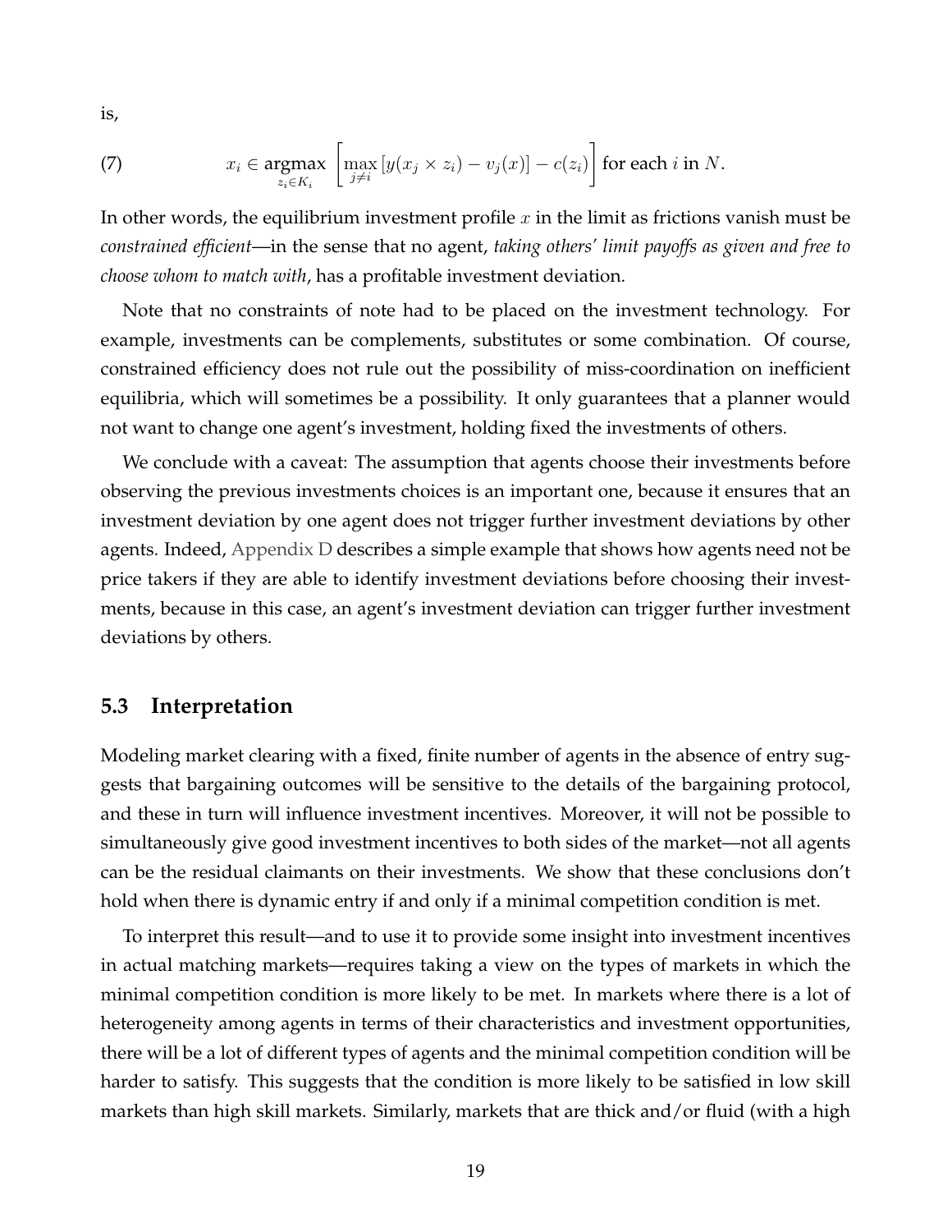is,

$$(7) \qquad x_i \in \underset{z_i \in K_i}{\operatorname{argmax}} \left[ \max_{j \neq i} \left[ y(x_j \times z_i) - v_j(x) \right] - c(z_i) \right] \text{ for each } i \text{ in } N.$$

In other words, the equilibrium investment profile $x$ in the limit as frictions vanish must be *constrained efficient*—in the sense that no agent, *taking others' limit payoffs as given and free to choose whom to match with*, has a profitable investment deviation.

Note that no constraints of note had to be placed on the investment technology. For example, investments can be complements, substitutes or some combination. Of course, constrained efficiency does not rule out the possibility of miss-coordination on inefficient equilibria, which will sometimes be a possibility. It only guarantees that a planner would not want to change one agent's investment, holding fixed the investments of others.

We conclude with a caveat: The assumption that agents choose their investments before observing the previous investments choices is an important one, because it ensures that an investment deviation by one agent does not trigger further investment deviations by other agents. Indeed, Appendix D describes a simple example that shows how agents need not be price takers if they are able to identify investment deviations before choosing their investments, because in this case, an agent's investment deviation can trigger further investment deviations by others.

## 5.3 Interpretation

Modeling market clearing with a fixed, finite number of agents in the absence of entry suggests that bargaining outcomes will be sensitive to the details of the bargaining protocol, and these in turn will influence investment incentives. Moreover, it will not be possible to simultaneously give good investment incentives to both sides of the market—not all agents can be the residual claimants on their investments. We show that these conclusions don't hold when there is dynamic entry if and only if a minimal competition condition is met.

To interpret this result—and to use it to provide some insight into investment incentives in actual matching markets—requires taking a view on the types of markets in which the minimal competition condition is more likely to be met. In markets where there is a lot of heterogeneity among agents in terms of their characteristics and investment opportunities, there will be a lot of different types of agents and the minimal competition condition will be harder to satisfy. This suggests that the condition is more likely to be satisfied in low skill markets than high skill markets. Similarly, markets that are thick and/or fluid (with a high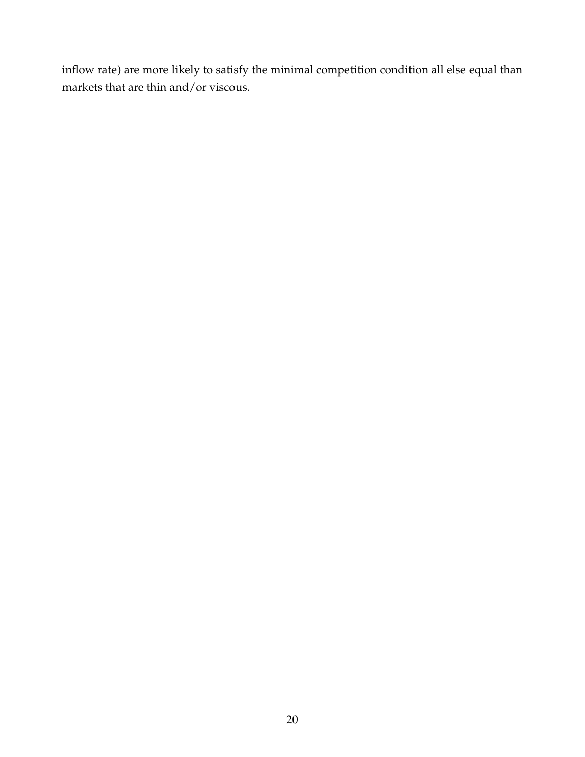inflow rate) are more likely to satisfy the minimal competition condition all else equal than markets that are thin and/or viscous.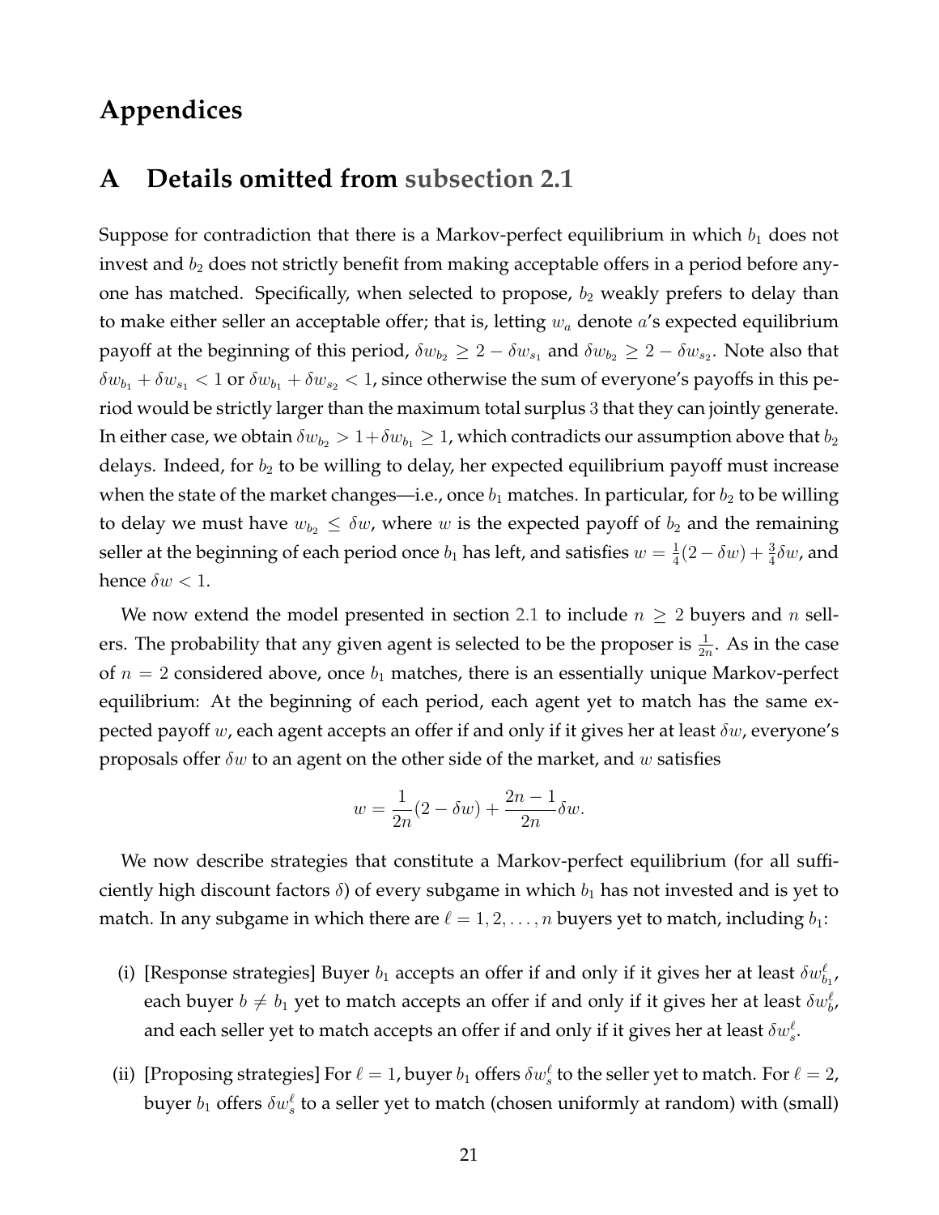# Appendices

## A Details omitted from subsection 2.1

Suppose for contradiction that there is a Markov-perfect equilibrium in which $b_1$ does not invest and $b_2$ does not strictly benefit from making acceptable offers in a period before anyone has matched. Specifically, when selected to propose, $b_2$ weakly prefers to delay than to make either seller an acceptable offer; that is, letting $w_a$ denote $a$'s expected equilibrium payoff at the beginning of this period, $\delta w_{b_2} \geq 2 - \delta w_{s_1}$ and $\delta w_{b_2} \geq 2 - \delta w_{s_2}$. Note also that $\delta w_{b_1} + \delta w_{s_1} < 1$ or $\delta w_{b_1} + \delta w_{s_2} < 1$, since otherwise the sum of everyone's payoffs in this period would be strictly larger than the maximum total surplus 3 that they can jointly generate. In either case, we obtain $\delta w_{b_2} > 1 + \delta w_{b_1} \geq 1$, which contradicts our assumption above that $b_2$ delays. Indeed, for $b_2$ to be willing to delay, her expected equilibrium payoff must increase when the state of the market changes—i.e., once $b_1$ matches. In particular, for $b_2$ to be willing to delay we must have $w_{b_2} \leq \delta w$, where $w$ is the expected payoff of $b_2$ and the remaining seller at the beginning of each period once $b_1$ has left, and satisfies $w = \frac{1}{4}(2 - \delta w) + \frac{3}{4}\delta w$, and hence $\delta w < 1$.

We now extend the model presented in section 2.1 to include $n \geq 2$ buyers and $n$ sellers. The probability that any given agent is selected to be the proposer is $\frac{1}{2n}$. As in the case of $n = 2$ considered above, once $b_1$ matches, there is an essentially unique Markov-perfect equilibrium: At the beginning of each period, each agent yet to match has the same expected payoff $w$, each agent accepts an offer if and only if it gives her at least $\delta w$, everyone's proposals offer $\delta w$ to an agent on the other side of the market, and $w$ satisfies

$$w = \frac{1}{2n}(2 - \delta w) + \frac{2n-1}{2n}\delta w.$$

We now describe strategies that constitute a Markov-perfect equilibrium (for all sufficiently high discount factors $\delta$) of every subgame in which $b_1$ has not invested and is yet to match. In any subgame in which there are $\ell = 1, 2, \ldots, n$ buyers yet to match, including $b_1$:

(i) [Response strategies] Buyer $b_1$ accepts an offer if and only if it gives her at least $\delta w_{b_1}^{\ell}$, each buyer $b \neq b_1$ yet to match accepts an offer if and only if it gives her at least $\delta w_b^{\ell}$, and each seller yet to match accepts an offer if and only if it gives her at least $\delta w_s^{\ell}$.

(ii) [Proposing strategies] For $\ell = 1$, buyer $b_1$ offers $\delta w_s^{\ell}$ to the seller yet to match. For $\ell = 2$, buyer $b_1$ offers $\delta w_s^{\ell}$ to a seller yet to match (chosen uniformly at random) with (small)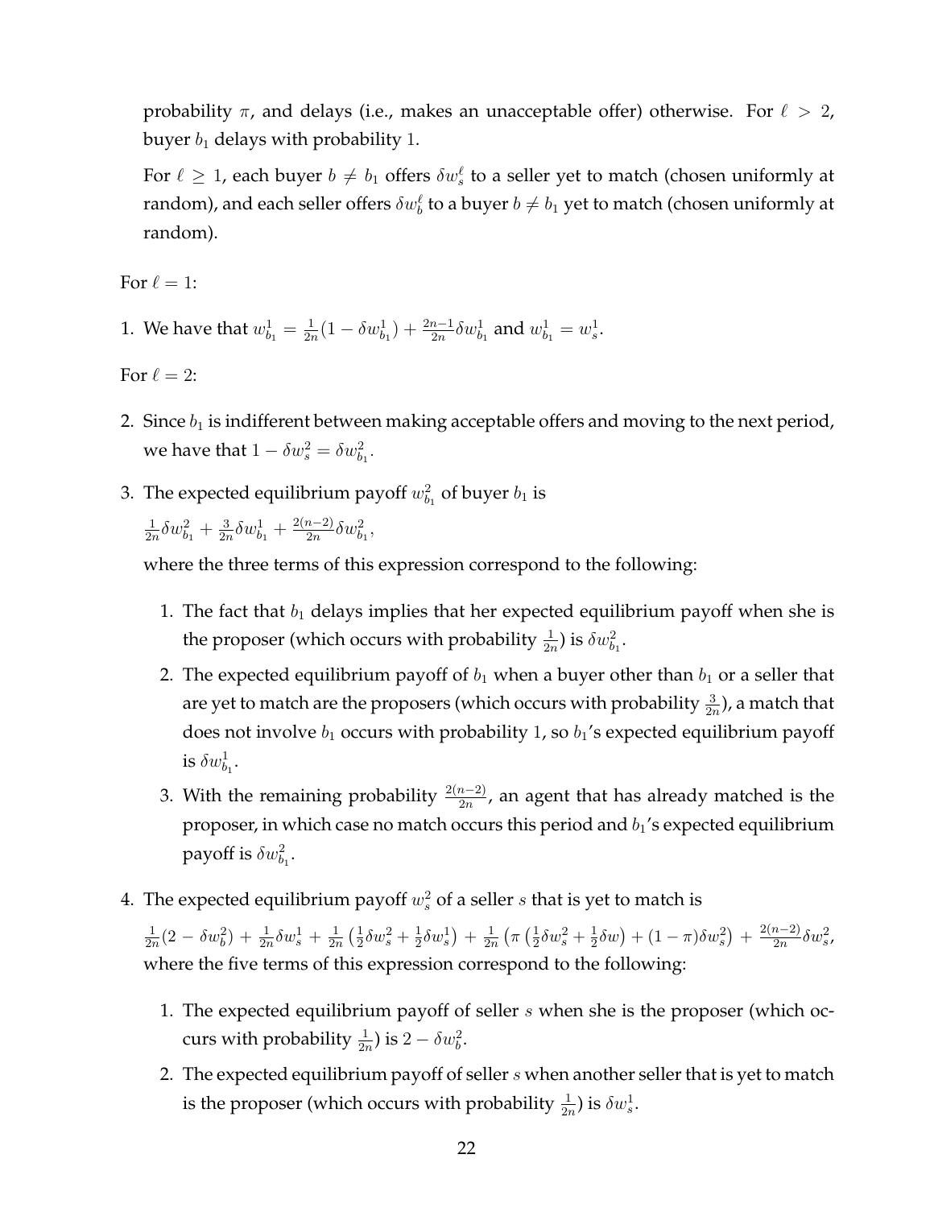probability $\pi$, and delays (i.e., makes an unacceptable offer) otherwise. For $\ell > 2$, buyer $b_1$ delays with probability 1.

For $\ell \geq 1$, each buyer $b \neq b_1$ offers $\delta w_s^\ell$ to a seller yet to match (chosen uniformly at random), and each seller offers $\delta w_b^\ell$ to a buyer $b \neq b_1$ yet to match (chosen uniformly at random).

For $\ell = 1$:

1. We have that $w_{b_1}^1 = \frac{1}{2n}(1 - \delta w_{b_1}^1) + \frac{2n-1}{2n}\delta w_{b_1}^1$ and $w_{b_1}^1 = w_s^1$.

For $\ell = 2$:

2. Since $b_1$ is indifferent between making acceptable offers and moving to the next period, we have that $1 - \delta w_s^2 = \delta w_{b_1}^2$.

3. The expected equilibrium payoff $w_{b_1}^2$ of buyer $b_1$ is

   $\frac{1}{2n}\delta w_{b_1}^2 + \frac{3}{2n}\delta w_{b_1}^1 + \frac{2(n-2)}{2n}\delta w_{b_1}^2,$

   where the three terms of this expression correspond to the following:

   1. The fact that $b_1$ delays implies that her expected equilibrium payoff when she is the proposer (which occurs with probability $\frac{1}{2n}$) is $\delta w_{b_1}^2$.
   2. The expected equilibrium payoff of $b_1$ when a buyer other than $b_1$ or a seller that are yet to match are the proposers (which occurs with probability $\frac{3}{2n}$), a match that does not involve $b_1$ occurs with probability 1, so $b_1$'s expected equilibrium payoff is $\delta w_{b_1}^1$.
   3. With the remaining probability $\frac{2(n-2)}{2n}$, an agent that has already matched is the proposer, in which case no match occurs this period and $b_1$'s expected equilibrium payoff is $\delta w_{b_1}^2$.

4. The expected equilibrium payoff $w_s^2$ of a seller $s$ that is yet to match is

   $\frac{1}{2n}(2 - \delta w_b^2) + \frac{1}{2n}\delta w_s^1 + \frac{1}{2n}\left(\frac{1}{2}\delta w_s^2 + \frac{1}{2}\delta w_s^1\right) + \frac{1}{2n}\left(\pi\left(\frac{1}{2}\delta w_s^2 + \frac{1}{2}\delta w\right) + (1-\pi)\delta w_s^2\right) + \frac{2(n-2)}{2n}\delta w_s^2,$
   where the five terms of this expression correspond to the following:

   1. The expected equilibrium payoff of seller $s$ when she is the proposer (which occurs with probability $\frac{1}{2n}$) is $2 - \delta w_b^2$.
   2. The expected equilibrium payoff of seller $s$ when another seller that is yet to match is the proposer (which occurs with probability $\frac{1}{2n}$) is $\delta w_s^1$.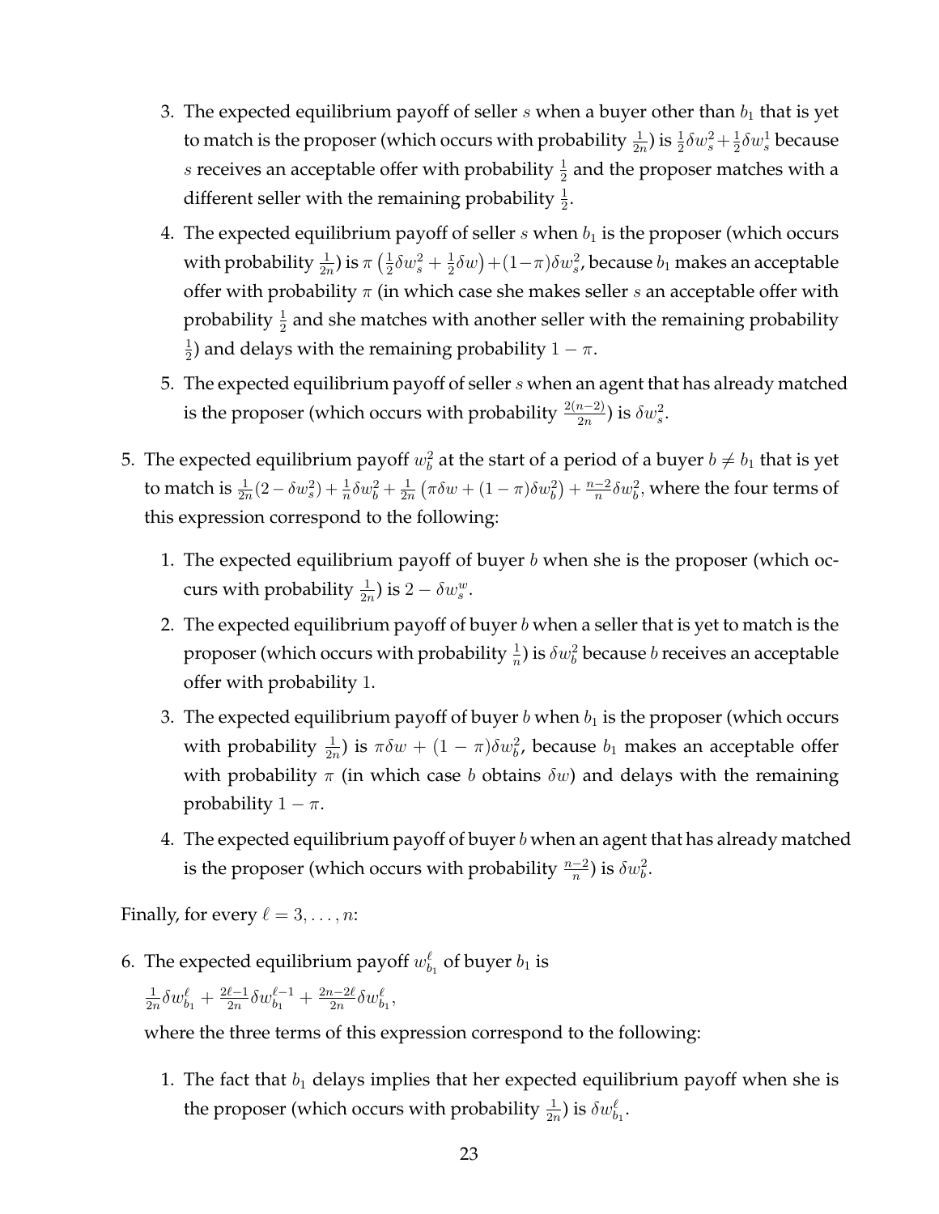3. The expected equilibrium payoff of seller $s$ when a buyer other than $b_1$ that is yet to match is the proposer (which occurs with probability $\frac{1}{2n}$) is $\frac{1}{2}\delta w_s^2 + \frac{1}{2}\delta w_s^1$ because $s$ receives an acceptable offer with probability $\frac{1}{2}$ and the proposer matches with a different seller with the remaining probability $\frac{1}{2}$.

4. The expected equilibrium payoff of seller $s$ when $b_1$ is the proposer (which occurs with probability $\frac{1}{2n}$) is $\pi\left(\frac{1}{2}\delta w_s^2 + \frac{1}{2}\delta w\right) + (1-\pi)\delta w_s^2$, because $b_1$ makes an acceptable offer with probability $\pi$ (in which case she makes seller $s$ an acceptable offer with probability $\frac{1}{2}$ and she matches with another seller with the remaining probability $\frac{1}{2}$) and delays with the remaining probability $1-\pi$.

5. The expected equilibrium payoff of seller $s$ when an agent that has already matched is the proposer (which occurs with probability $\frac{2(n-2)}{2n}$) is $\delta w_s^2$.

5. The expected equilibrium payoff $w_b^2$ at the start of a period of a buyer $b \neq b_1$ that is yet to match is $\frac{1}{2n}(2-\delta w_s^2) + \frac{1}{n}\delta w_b^2 + \frac{1}{2n}\left(\pi\delta w + (1-\pi)\delta w_b^2\right) + \frac{n-2}{n}\delta w_b^2$, where the four terms of this expression correspond to the following:

   1. The expected equilibrium payoff of buyer $b$ when she is the proposer (which occurs with probability $\frac{1}{2n}$) is $2 - \delta w_s^w$.

   2. The expected equilibrium payoff of buyer $b$ when a seller that is yet to match is the proposer (which occurs with probability $\frac{1}{n}$) is $\delta w_b^2$ because $b$ receives an acceptable offer with probability $1$.

   3. The expected equilibrium payoff of buyer $b$ when $b_1$ is the proposer (which occurs with probability $\frac{1}{2n}$) is $\pi\delta w + (1-\pi)\delta w_b^2$, because $b_1$ makes an acceptable offer with probability $\pi$ (in which case $b$ obtains $\delta w$) and delays with the remaining probability $1-\pi$.

   4. The expected equilibrium payoff of buyer $b$ when an agent that has already matched is the proposer (which occurs with probability $\frac{n-2}{n}$) is $\delta w_b^2$.

Finally, for every $\ell = 3, \ldots, n$:

6. The expected equilibrium payoff $w_{b_1}^\ell$ of buyer $b_1$ is

   $\frac{1}{2n}\delta w_{b_1}^\ell + \frac{2\ell-1}{2n}\delta w_{b_1}^{\ell-1} + \frac{2n-2\ell}{2n}\delta w_{b_1}^\ell$,

   where the three terms of this expression correspond to the following:

   1. The fact that $b_1$ delays implies that her expected equilibrium payoff when she is the proposer (which occurs with probability $\frac{1}{2n}$) is $\delta w_{b_1}^\ell$.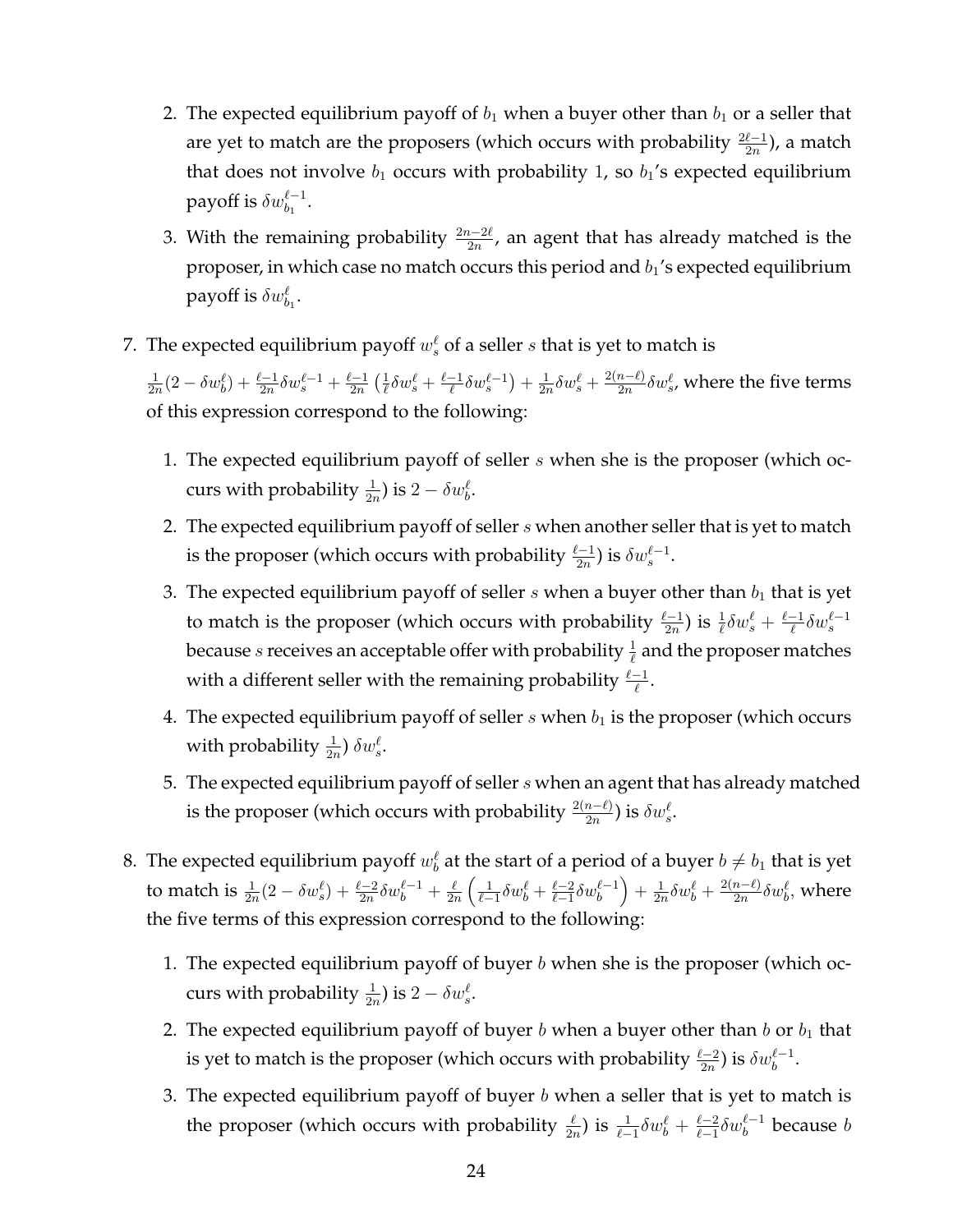2. The expected equilibrium payoff of $b_1$ when a buyer other than $b_1$ or a seller that are yet to match are the proposers (which occurs with probability $\frac{2\ell-1}{2n}$), a match that does not involve $b_1$ occurs with probability 1, so $b_1$'s expected equilibrium payoff is $\delta w_{b_1}^{\ell-1}$.
3. With the remaining probability $\frac{2n-2\ell}{2n}$, an agent that has already matched is the proposer, in which case no match occurs this period and $b_1$'s expected equilibrium payoff is $\delta w_{b_1}^{\ell}$.

7. The expected equilibrium payoff $w_s^\ell$ of a seller $s$ that is yet to match is

   $\frac{1}{2n}(2-\delta w_b^\ell) + \frac{\ell-1}{2n}\delta w_s^{\ell-1} + \frac{\ell-1}{2n}\left(\frac{1}{\ell}\delta w_s^\ell + \frac{\ell-1}{\ell}\delta w_s^{\ell-1}\right) + \frac{1}{2n}\delta w_s^\ell + \frac{2(n-\ell)}{2n}\delta w_s^\ell$, where the five terms of this expression correspond to the following:

   1. The expected equilibrium payoff of seller $s$ when she is the proposer (which occurs with probability $\frac{1}{2n}$) is $2-\delta w_b^\ell$.
   2. The expected equilibrium payoff of seller $s$ when another seller that is yet to match is the proposer (which occurs with probability $\frac{\ell-1}{2n}$) is $\delta w_s^{\ell-1}$.
   3. The expected equilibrium payoff of seller $s$ when a buyer other than $b_1$ that is yet to match is the proposer (which occurs with probability $\frac{\ell-1}{2n}$) is $\frac{1}{\ell}\delta w_s^\ell + \frac{\ell-1}{\ell}\delta w_s^{\ell-1}$ because $s$ receives an acceptable offer with probability $\frac{1}{\ell}$ and the proposer matches with a different seller with the remaining probability $\frac{\ell-1}{\ell}$.
   4. The expected equilibrium payoff of seller $s$ when $b_1$ is the proposer (which occurs with probability $\frac{1}{2n}$) $\delta w_s^\ell$.
   5. The expected equilibrium payoff of seller $s$ when an agent that has already matched is the proposer (which occurs with probability $\frac{2(n-\ell)}{2n}$) is $\delta w_s^\ell$.

8. The expected equilibrium payoff $w_b^\ell$ at the start of a period of a buyer $b \neq b_1$ that is yet to match is $\frac{1}{2n}(2-\delta w_s^\ell) + \frac{\ell-2}{2n}\delta w_b^{\ell-1} + \frac{\ell}{2n}\left(\frac{1}{\ell-1}\delta w_b^\ell + \frac{\ell-2}{\ell-1}\delta w_b^{\ell-1}\right) + \frac{1}{2n}\delta w_b^\ell + \frac{2(n-\ell)}{2n}\delta w_b^\ell$, where the five terms of this expression correspond to the following:

   1. The expected equilibrium payoff of buyer $b$ when she is the proposer (which occurs with probability $\frac{1}{2n}$) is $2-\delta w_s^\ell$.
   2. The expected equilibrium payoff of buyer $b$ when a buyer other than $b$ or $b_1$ that is yet to match is the proposer (which occurs with probability $\frac{\ell-2}{2n}$) is $\delta w_b^{\ell-1}$.
   3. The expected equilibrium payoff of buyer $b$ when a seller that is yet to match is the proposer (which occurs with probability $\frac{\ell}{2n}$) is $\frac{1}{\ell-1}\delta w_b^\ell + \frac{\ell-2}{\ell-1}\delta w_b^{\ell-1}$ because $b$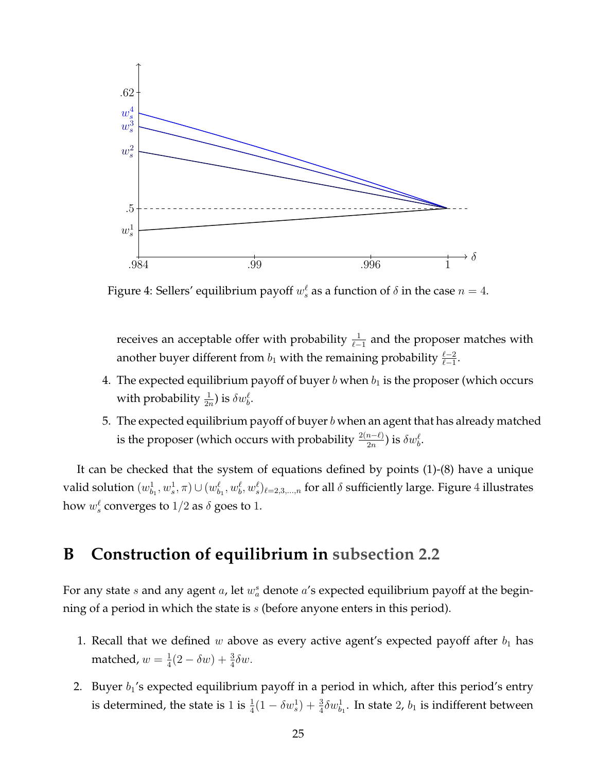Figure 4: Sellers' equilibrium payoff $w_s^\ell$ as a function of $\delta$ in the case $n = 4$.

receives an acceptable offer with probability $\frac{1}{\ell-1}$ and the proposer matches with another buyer different from $b_1$ with the remaining probability $\frac{\ell-2}{\ell-1}$.

4. The expected equilibrium payoff of buyer $b$ when $b_1$ is the proposer (which occurs with probability $\frac{1}{2n}$) is $\delta w_b^\ell$.

5. The expected equilibrium payoff of buyer $b$ when an agent that has already matched is the proposer (which occurs with probability $\frac{2(n-\ell)}{2n}$) is $\delta w_b^\ell$.

It can be checked that the system of equations defined by points (1)-(8) have a unique valid solution $(w_{b_1}^1, w_s^1, \pi) \cup (w_{b_1}^\ell, w_b^\ell, w_s^\ell)_{\ell=2,3,\ldots,n}$ for all $\delta$ sufficiently large. Figure 4 illustrates how $w_s^\ell$ converges to $1/2$ as $\delta$ goes to $1$.

# B Construction of equilibrium in subsection 2.2

For any state $s$ and any agent $a$, let $w_a^s$ denote $a$'s expected equilibrium payoff at the beginning of a period in which the state is $s$ (before anyone enters in this period).

1. Recall that we defined $w$ above as every active agent's expected payoff after $b_1$ has matched, $w = \frac{1}{4}(2 - \delta w) + \frac{3}{4}\delta w$.

2. Buyer $b_1$'s expected equilibrium payoff in a period in which, after this period's entry is determined, the state is $1$ is $\frac{1}{4}(1 - \delta w_s^1) + \frac{3}{4}\delta w_{b_1}^1$. In state $2$, $b_1$ is indifferent between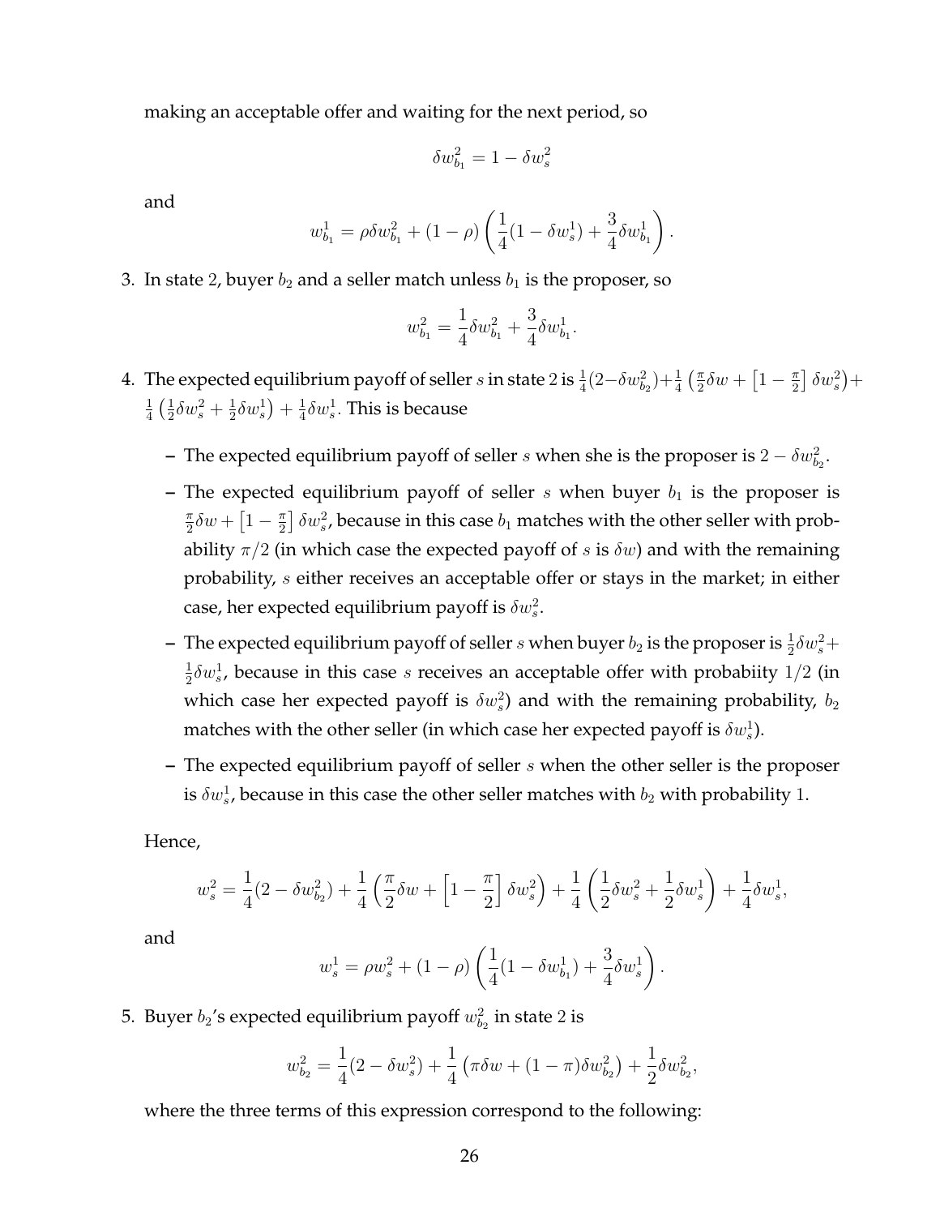making an acceptable offer and waiting for the next period, so

$$\delta w_{b_1}^2 = 1 - \delta w_s^2$$

and

$$w_{b_1}^1 = \rho \delta w_{b_1}^2 + (1-\rho)\left(\frac{1}{4}(1 - \delta w_s^1) + \frac{3}{4}\delta w_{b_1}^1\right).$$

3. In state 2, buyer $b_2$ and a seller match unless $b_1$ is the proposer, so

$$w_{b_1}^2 = \frac{1}{4}\delta w_{b_1}^2 + \frac{3}{4}\delta w_{b_1}^1.$$

4. The expected equilibrium payoff of seller $s$ in state 2 is $\frac{1}{4}(2 - \delta w_{b_2}^2) + \frac{1}{4}\left(\frac{\pi}{2}\delta w + \left[1 - \frac{\pi}{2}\right]\delta w_s^2\right) + \frac{1}{4}\left(\frac{1}{2}\delta w_s^2 + \frac{1}{2}\delta w_s^1\right) + \frac{1}{4}\delta w_s^1$. This is because

   - The expected equilibrium payoff of seller $s$ when she is the proposer is $2 - \delta w_{b_2}^2$.
   - The expected equilibrium payoff of seller $s$ when buyer $b_1$ is the proposer is $\frac{\pi}{2}\delta w + \left[1 - \frac{\pi}{2}\right]\delta w_s^2$, because in this case $b_1$ matches with the other seller with probability $\pi/2$ (in which case the expected payoff of $s$ is $\delta w$) and with the remaining probability, $s$ either receives an acceptable offer or stays in the market; in either case, her expected equilibrium payoff is $\delta w_s^2$.
   - The expected equilibrium payoff of seller $s$ when buyer $b_2$ is the proposer is $\frac{1}{2}\delta w_s^2 + \frac{1}{2}\delta w_s^1$, because in this case $s$ receives an acceptable offer with probabiity $1/2$ (in which case her expected payoff is $\delta w_s^2$) and with the remaining probability, $b_2$ matches with the other seller (in which case her expected payoff is $\delta w_s^1$).
   - The expected equilibrium payoff of seller $s$ when the other seller is the proposer is $\delta w_s^1$, because in this case the other seller matches with $b_2$ with probability 1.

   Hence,

$$w_s^2 = \frac{1}{4}(2 - \delta w_{b_2}^2) + \frac{1}{4}\left(\frac{\pi}{2}\delta w + \left[1 - \frac{\pi}{2}\right]\delta w_s^2\right) + \frac{1}{4}\left(\frac{1}{2}\delta w_s^2 + \frac{1}{2}\delta w_s^1\right) + \frac{1}{4}\delta w_s^1,$$

   and

$$w_s^1 = \rho w_s^2 + (1-\rho)\left(\frac{1}{4}(1 - \delta w_{b_1}^1) + \frac{3}{4}\delta w_s^1\right).$$

5. Buyer $b_2$'s expected equilibrium payoff $w_{b_2}^2$ in state 2 is

$$w_{b_2}^2 = \frac{1}{4}(2 - \delta w_s^2) + \frac{1}{4}\left(\pi \delta w + (1-\pi)\delta w_{b_2}^2\right) + \frac{1}{2}\delta w_{b_2}^2,$$

   where the three terms of this expression correspond to the following: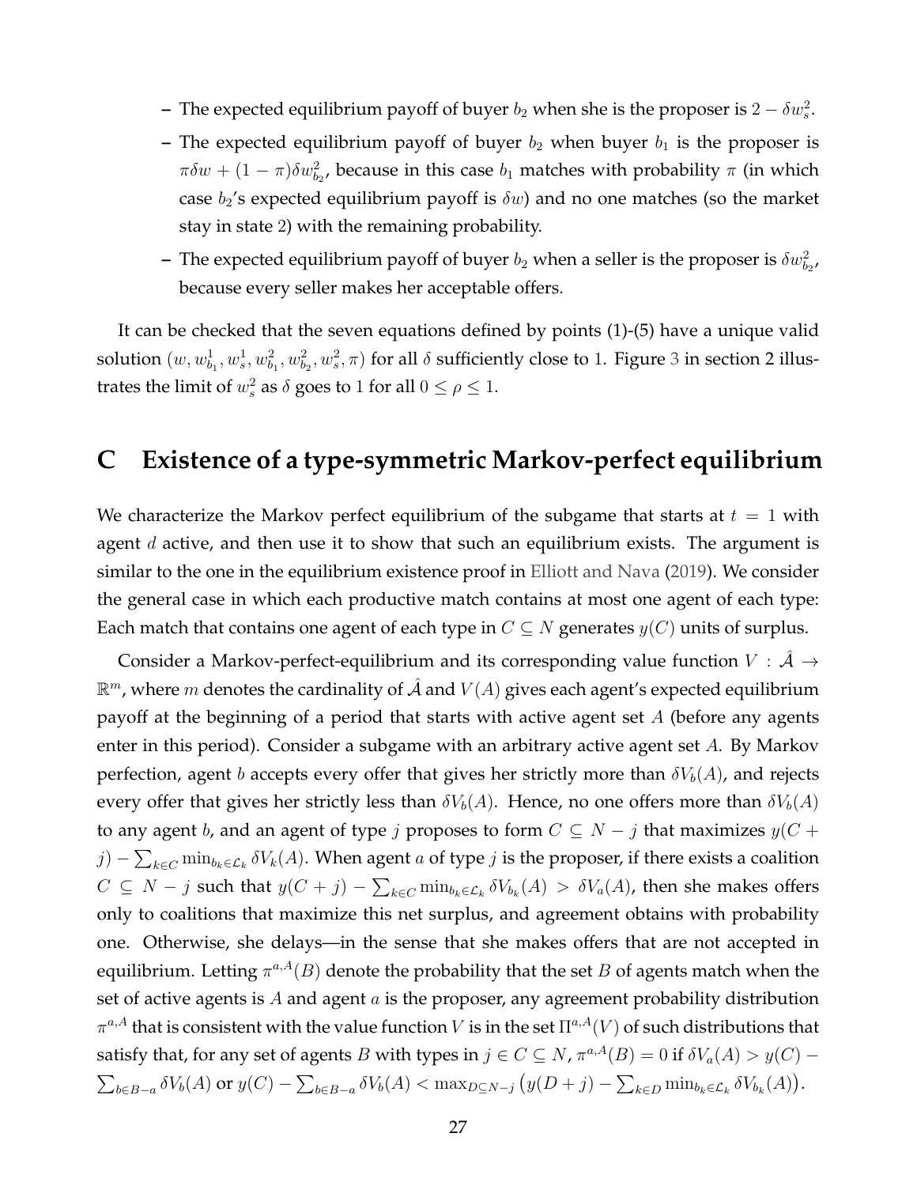- The expected equilibrium payoff of buyer $b_2$ when she is the proposer is $2 - \delta w_s^2$.
- The expected equilibrium payoff of buyer $b_2$ when buyer $b_1$ is the proposer is $\pi \delta w + (1-\pi)\delta w_{b_2}^2$, because in this case $b_1$ matches with probability $\pi$ (in which case $b_2$'s expected equilibrium payoff is $\delta w$) and no one matches (so the market stay in state 2) with the remaining probability.
- The expected equilibrium payoff of buyer $b_2$ when a seller is the proposer is $\delta w_{b_2}^2$, because every seller makes her acceptable offers.

It can be checked that the seven equations defined by points (1)-(5) have a unique valid solution $(w, w_{b_1}^1, w_s^1, w_{b_1}^2, w_{b_2}^2, w_s^2, \pi)$ for all $\delta$ sufficiently close to 1. Figure 3 in section 2 illustrates the limit of $w_s^2$ as $\delta$ goes to 1 for all $0 \leq \rho \leq 1$.

# C Existence of a type-symmetric Markov-perfect equilibrium

We characterize the Markov perfect equilibrium of the subgame that starts at $t = 1$ with agent $d$ active, and then use it to show that such an equilibrium exists. The argument is similar to the one in the equilibrium existence proof in Elliott and Nava (2019). We consider the general case in which each productive match contains at most one agent of each type: Each match that contains one agent of each type in $C \subseteq N$ generates $y(C)$ units of surplus.

Consider a Markov-perfect-equilibrium and its corresponding value function $V : \hat{\mathcal{A}} \to \mathbb{R}^m$, where $m$ denotes the cardinality of $\hat{\mathcal{A}}$ and $V(A)$ gives each agent's expected equilibrium payoff at the beginning of a period that starts with active agent set $A$ (before any agents enter in this period). Consider a subgame with an arbitrary active agent set $A$. By Markov perfection, agent $b$ accepts every offer that gives her strictly more than $\delta V_b(A)$, and rejects every offer that gives her strictly less than $\delta V_b(A)$. Hence, no one offers more than $\delta V_b(A)$ to any agent $b$, and an agent of type $j$ proposes to form $C \subseteq N - j$ that maximizes $y(C + j) - \sum_{k \in C} \min_{b_k \in \mathcal{L}_k} \delta V_k(A)$. When agent $a$ of type $j$ is the proposer, if there exists a coalition $C \subseteq N - j$ such that $y(C + j) - \sum_{k \in C} \min_{b_k \in \mathcal{L}_k} \delta V_{b_k}(A) > \delta V_a(A)$, then she makes offers only to coalitions that maximize this net surplus, and agreement obtains with probability one. Otherwise, she delays—in the sense that she makes offers that are not accepted in equilibrium. Letting $\pi^{a,A}(B)$ denote the probability that the set $B$ of agents match when the set of active agents is $A$ and agent $a$ is the proposer, any agreement probability distribution $\pi^{a,A}$ that is consistent with the value function $V$ is in the set $\Pi^{a,A}(V)$ of such distributions that satisfy that, for any set of agents $B$ with types in $j \in C \subseteq N$, $\pi^{a,A}(B) = 0$ if $\delta V_a(A) > y(C) - \sum_{b \in B-a} \delta V_b(A)$ or $y(C) - \sum_{b \in B-a} \delta V_b(A) < \max_{D \subseteq N-j} \left( y(D+j) - \sum_{k \in D} \min_{b_k \in \mathcal{L}_k} \delta V_{b_k}(A) \right)$.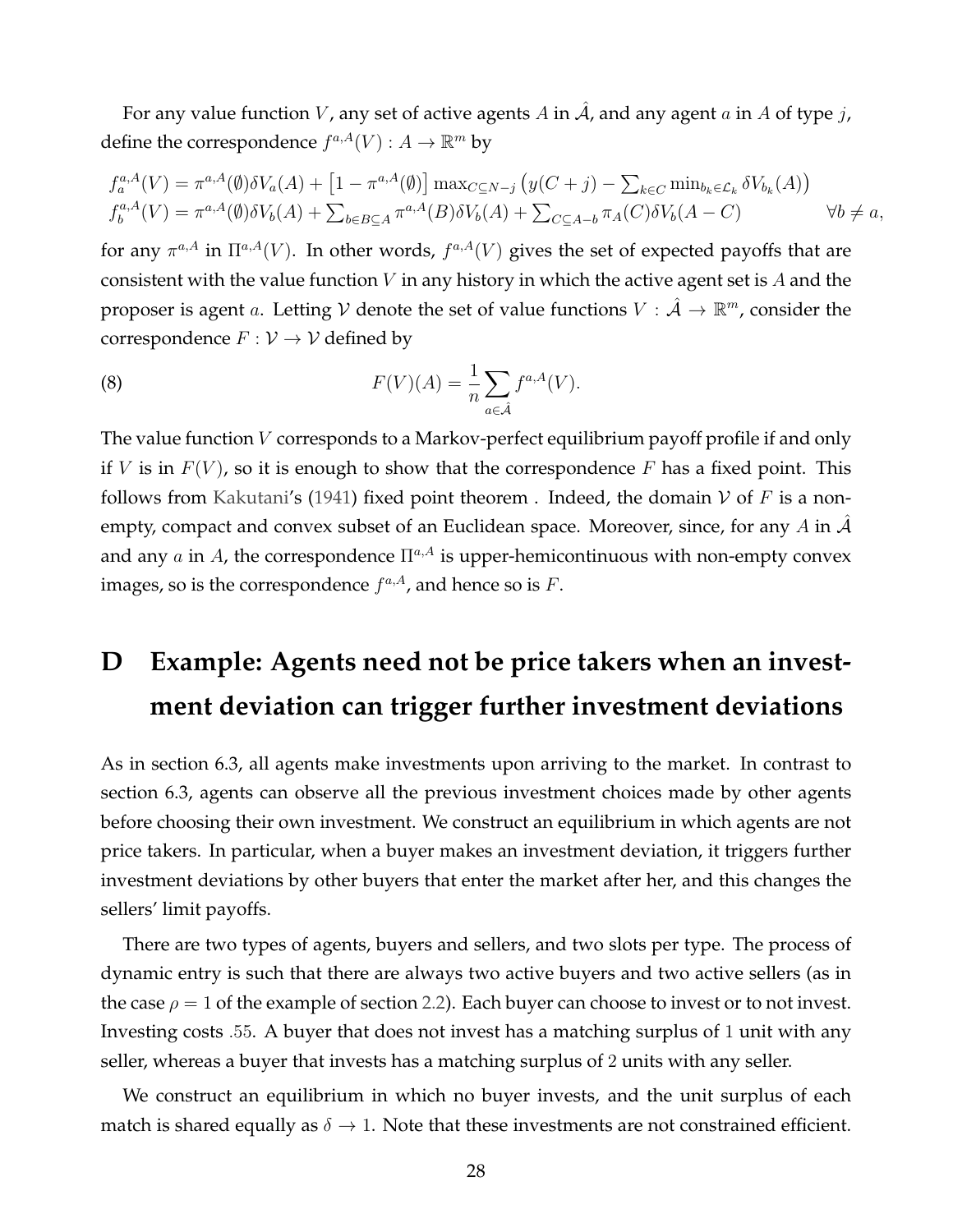For any value function $V$, any set of active agents $A$ in $\hat{\mathcal{A}}$, and any agent $a$ in $A$ of type $j$, define the correspondence $f^{a,A}(V) : A \to \mathbb{R}^m$ by

$$
\begin{aligned}
f_a^{a,A}(V) &= \pi^{a,A}(\emptyset)\delta V_a(A) + \left[1 - \pi^{a,A}(\emptyset)\right] \max_{C \subseteq N-j} \left( y(C+j) - \sum_{k \in C} \min_{b_k \in \mathcal{L}_k} \delta V_{b_k}(A) \right) \\
f_b^{a,A}(V) &= \pi^{a,A}(\emptyset)\delta V_b(A) + \sum_{b \in B \subseteq A} \pi^{a,A}(B)\delta V_b(A) + \sum_{C \subseteq A-b} \pi_A(C)\delta V_b(A-C) \qquad \forall b \neq a,
\end{aligned}
$$

for any $\pi^{a,A}$ in $\Pi^{a,A}(V)$. In other words, $f^{a,A}(V)$ gives the set of expected payoffs that are consistent with the value function $V$ in any history in which the active agent set is $A$ and the proposer is agent $a$. Letting $\mathcal{V}$ denote the set of value functions $V : \hat{\mathcal{A}} \to \mathbb{R}^m$, consider the correspondence $F : \mathcal{V} \to \mathcal{V}$ defined by

$$
F(V)(A) = \frac{1}{n} \sum_{a \in \hat{A}} f^{a,A}(V). \tag{8}
$$

The value function $V$ corresponds to a Markov-perfect equilibrium payoff profile if and only if $V$ is in $F(V)$, so it is enough to show that the correspondence $F$ has a fixed point. This follows from Kakutani's (1941) fixed point theorem . Indeed, the domain $\mathcal{V}$ of $F$ is a non-empty, compact and convex subset of an Euclidean space. Moreover, since, for any $A$ in $\hat{\mathcal{A}}$ and any $a$ in $A$, the correspondence $\Pi^{a,A}$ is upper-hemicontinuous with non-empty convex images, so is the correspondence $f^{a,A}$, and hence so is $F$.

# D Example: Agents need not be price takers when an investment deviation can trigger further investment deviations

As in section 6.3, all agents make investments upon arriving to the market. In contrast to section 6.3, agents can observe all the previous investment choices made by other agents before choosing their own investment. We construct an equilibrium in which agents are not price takers. In particular, when a buyer makes an investment deviation, it triggers further investment deviations by other buyers that enter the market after her, and this changes the sellers' limit payoffs.

There are two types of agents, buyers and sellers, and two slots per type. The process of dynamic entry is such that there are always two active buyers and two active sellers (as in the case $\rho = 1$ of the example of section 2.2). Each buyer can choose to invest or to not invest. Investing costs $.55$. A buyer that does not invest has a matching surplus of $1$ unit with any seller, whereas a buyer that invests has a matching surplus of $2$ units with any seller.

We construct an equilibrium in which no buyer invests, and the unit surplus of each match is shared equally as $\delta \to 1$. Note that these investments are not constrained efficient.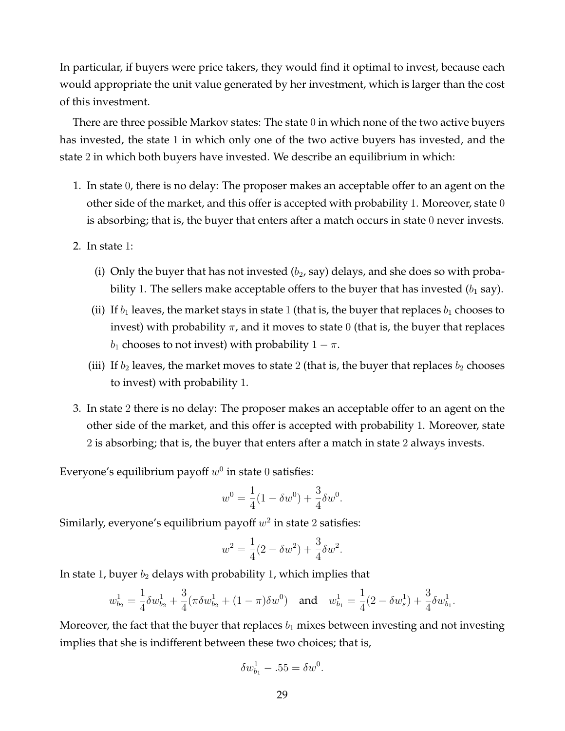In particular, if buyers were price takers, they would find it optimal to invest, because each would appropriate the unit value generated by her investment, which is larger than the cost of this investment.

There are three possible Markov states: The state 0 in which none of the two active buyers has invested, the state 1 in which only one of the two active buyers has invested, and the state 2 in which both buyers have invested. We describe an equilibrium in which:

1. In state 0, there is no delay: The proposer makes an acceptable offer to an agent on the other side of the market, and this offer is accepted with probability 1. Moreover, state 0 is absorbing; that is, the buyer that enters after a match occurs in state 0 never invests.
2. In state 1:
   - (i) Only the buyer that has not invested ($b_2$, say) delays, and she does so with probability 1. The sellers make acceptable offers to the buyer that has invested ($b_1$ say).
   - (ii) If $b_1$ leaves, the market stays in state 1 (that is, the buyer that replaces $b_1$ chooses to invest) with probability $\pi$, and it moves to state 0 (that is, the buyer that replaces $b_1$ chooses to not invest) with probability $1-\pi$.
   - (iii) If $b_2$ leaves, the market moves to state 2 (that is, the buyer that replaces $b_2$ chooses to invest) with probability 1.
3. In state 2 there is no delay: The proposer makes an acceptable offer to an agent on the other side of the market, and this offer is accepted with probability 1. Moreover, state 2 is absorbing; that is, the buyer that enters after a match in state 2 always invests.

Everyone's equilibrium payoff $w^0$ in state 0 satisfies:

$$w^0 = \frac{1}{4}(1-\delta w^0) + \frac{3}{4}\delta w^0.$$

Similarly, everyone's equilibrium payoff $w^2$ in state 2 satisfies:

$$w^2 = \frac{1}{4}(2-\delta w^2) + \frac{3}{4}\delta w^2.$$

In state 1, buyer $b_2$ delays with probability 1, which implies that

$$w^1_{b_2} = \frac{1}{4}\delta w^1_{b_2} + \frac{3}{4}(\pi\delta w^1_{b_2} + (1-\pi)\delta w^0) \quad \text{and} \quad w^1_{b_1} = \frac{1}{4}(2-\delta w^1_s) + \frac{3}{4}\delta w^1_{b_1}.$$

Moreover, the fact that the buyer that replaces $b_1$ mixes between investing and not investing implies that she is indifferent between these two choices; that is,

$$\delta w^1_{b_1} - .55 = \delta w^0.$$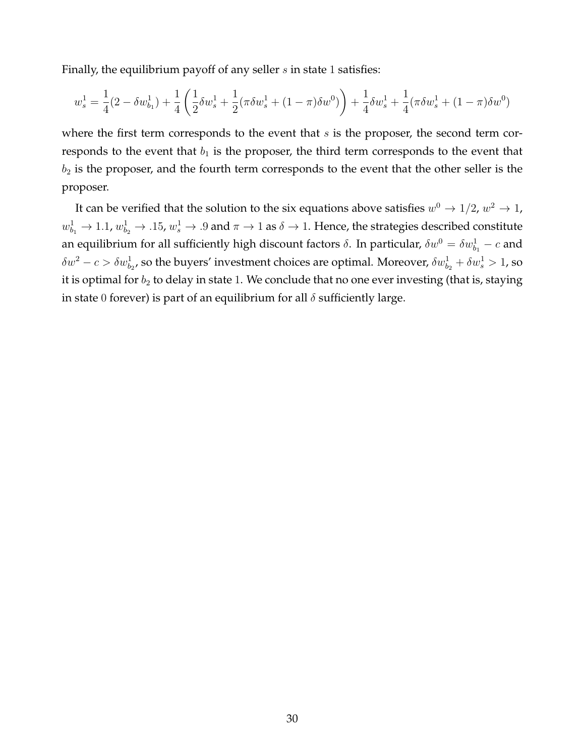Finally, the equilibrium payoff of any seller $s$ in state $1$ satisfies:

$$w_s^1 = \frac{1}{4}(2 - \delta w_{b_1}^1) + \frac{1}{4}\left(\frac{1}{2}\delta w_s^1 + \frac{1}{2}(\pi \delta w_s^1 + (1-\pi)\delta w^0)\right) + \frac{1}{4}\delta w_s^1 + \frac{1}{4}(\pi \delta w_s^1 + (1-\pi)\delta w^0)$$

where the first term corresponds to the event that $s$ is the proposer, the second term corresponds to the event that $b_1$ is the proposer, the third term corresponds to the event that $b_2$ is the proposer, and the fourth term corresponds to the event that the other seller is the proposer.

It can be verified that the solution to the six equations above satisfies $w^0 \to 1/2$, $w^2 \to 1$, $w_{b_1}^1 \to 1.1$, $w_{b_2}^1 \to .15$, $w_s^1 \to .9$ and $\pi \to 1$ as $\delta \to 1$. Hence, the strategies described constitute an equilibrium for all sufficiently high discount factors $\delta$. In particular, $\delta w^0 = \delta w_{b_1}^1 - c$ and $\delta w^2 - c > \delta w_{b_2}^1$, so the buyers' investment choices are optimal. Moreover, $\delta w_{b_2}^1 + \delta w_s^1 > 1$, so it is optimal for $b_2$ to delay in state $1$. We conclude that no one ever investing (that is, staying in state $0$ forever) is part of an equilibrium for all $\delta$ sufficiently large.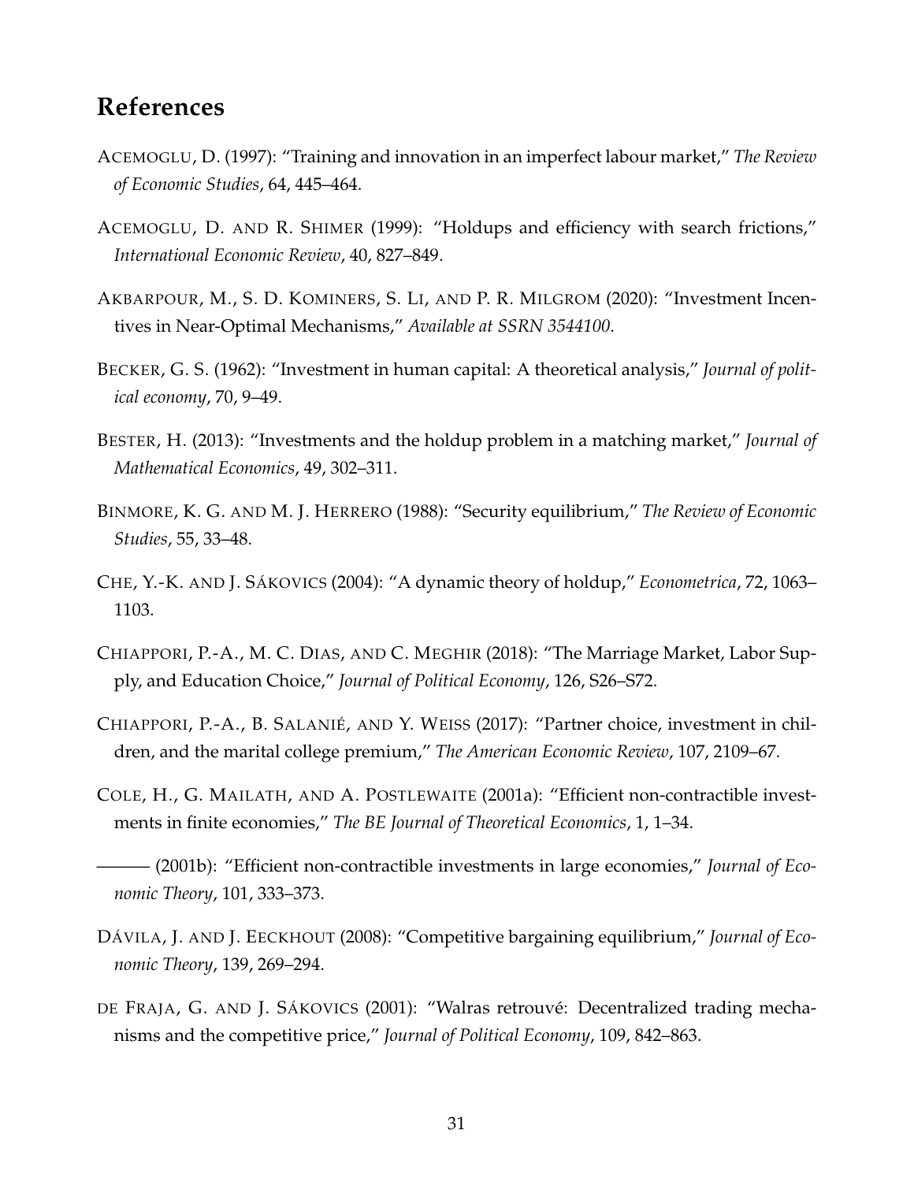## References

Acemoglu, D. (1997): "Training and innovation in an imperfect labour market," *The Review of Economic Studies*, 64, 445–464.

Acemoglu, D. and R. Shimer (1999): "Holdups and efficiency with search frictions," *International Economic Review*, 40, 827–849.

Akbarpour, M., S. D. Kominers, S. Li, and P. R. Milgrom (2020): "Investment Incentives in Near-Optimal Mechanisms," *Available at SSRN 3544100*.

Becker, G. S. (1962): "Investment in human capital: A theoretical analysis," *Journal of political economy*, 70, 9–49.

Bester, H. (2013): "Investments and the holdup problem in a matching market," *Journal of Mathematical Economics*, 49, 302–311.

Binmore, K. G. and M. J. Herrero (1988): "Security equilibrium," *The Review of Economic Studies*, 55, 33–48.

Che, Y.-K. and J. Sákovics (2004): "A dynamic theory of holdup," *Econometrica*, 72, 1063–1103.

Chiappori, P.-A., M. C. Dias, and C. Meghir (2018): "The Marriage Market, Labor Supply, and Education Choice," *Journal of Political Economy*, 126, S26–S72.

Chiappori, P.-A., B. Salanié, and Y. Weiss (2017): "Partner choice, investment in children, and the marital college premium," *The American Economic Review*, 107, 2109–67.

Cole, H., G. Mailath, and A. Postlewaite (2001a): "Efficient non-contractible investments in finite economies," *The BE Journal of Theoretical Economics*, 1, 1–34.

——— (2001b): "Efficient non-contractible investments in large economies," *Journal of Economic Theory*, 101, 333–373.

Dávila, J. and J. Eeckhout (2008): "Competitive bargaining equilibrium," *Journal of Economic Theory*, 139, 269–294.

de Fraja, G. and J. Sákovics (2001): "Walras retrouvé: Decentralized trading mechanisms and the competitive price," *Journal of Political Economy*, 109, 842–863.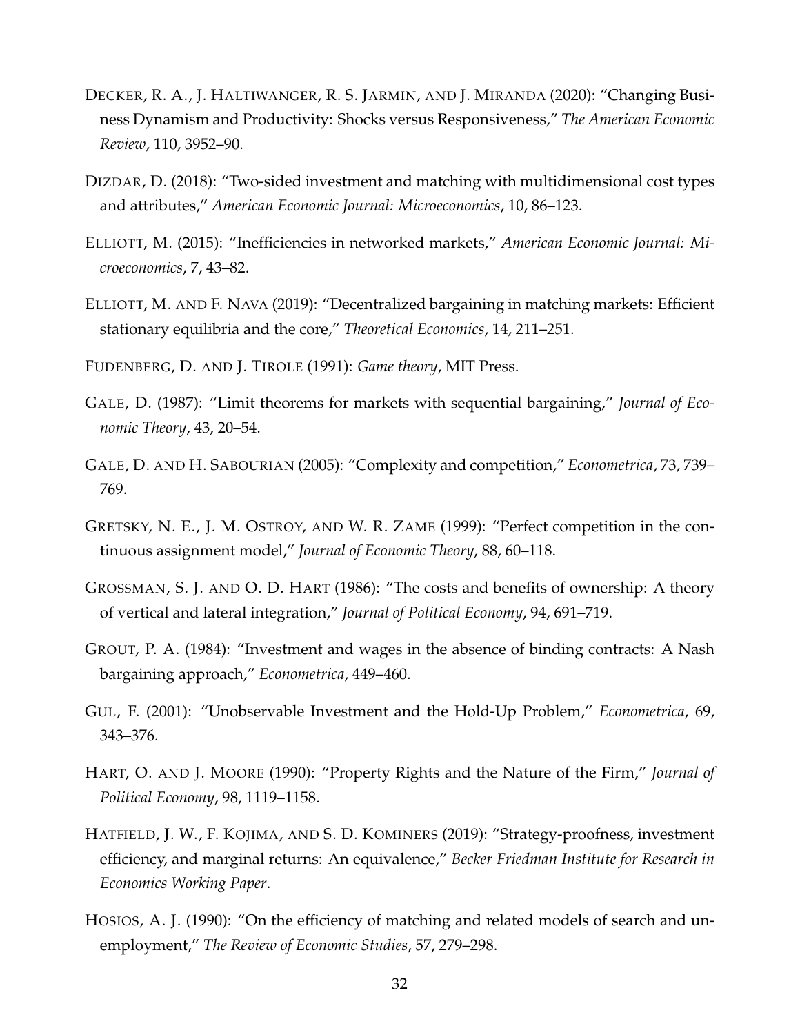DECKER, R. A., J. HALTIWANGER, R. S. JARMIN, AND J. MIRANDA (2020): "Changing Business Dynamism and Productivity: Shocks versus Responsiveness," *The American Economic Review*, 110, 3952–90.

DIZDAR, D. (2018): "Two-sided investment and matching with multidimensional cost types and attributes," *American Economic Journal: Microeconomics*, 10, 86–123.

ELLIOTT, M. (2015): "Inefficiencies in networked markets," *American Economic Journal: Microeconomics*, 7, 43–82.

ELLIOTT, M. AND F. NAVA (2019): "Decentralized bargaining in matching markets: Efficient stationary equilibria and the core," *Theoretical Economics*, 14, 211–251.

FUDENBERG, D. AND J. TIROLE (1991): *Game theory*, MIT Press.

GALE, D. (1987): "Limit theorems for markets with sequential bargaining," *Journal of Economic Theory*, 43, 20–54.

GALE, D. AND H. SABOURIAN (2005): "Complexity and competition," *Econometrica*, 73, 739–769.

GRETSKY, N. E., J. M. OSTROY, AND W. R. ZAME (1999): "Perfect competition in the continuous assignment model," *Journal of Economic Theory*, 88, 60–118.

GROSSMAN, S. J. AND O. D. HART (1986): "The costs and benefits of ownership: A theory of vertical and lateral integration," *Journal of Political Economy*, 94, 691–719.

GROUT, P. A. (1984): "Investment and wages in the absence of binding contracts: A Nash bargaining approach," *Econometrica*, 449–460.

GUL, F. (2001): "Unobservable Investment and the Hold-Up Problem," *Econometrica*, 69, 343–376.

HART, O. AND J. MOORE (1990): "Property Rights and the Nature of the Firm," *Journal of Political Economy*, 98, 1119–1158.

HATFIELD, J. W., F. KOJIMA, AND S. D. KOMINERS (2019): "Strategy-proofness, investment efficiency, and marginal returns: An equivalence," *Becker Friedman Institute for Research in Economics Working Paper*.

HOSIOS, A. J. (1990): "On the efficiency of matching and related models of search and unemployment," *The Review of Economic Studies*, 57, 279–298.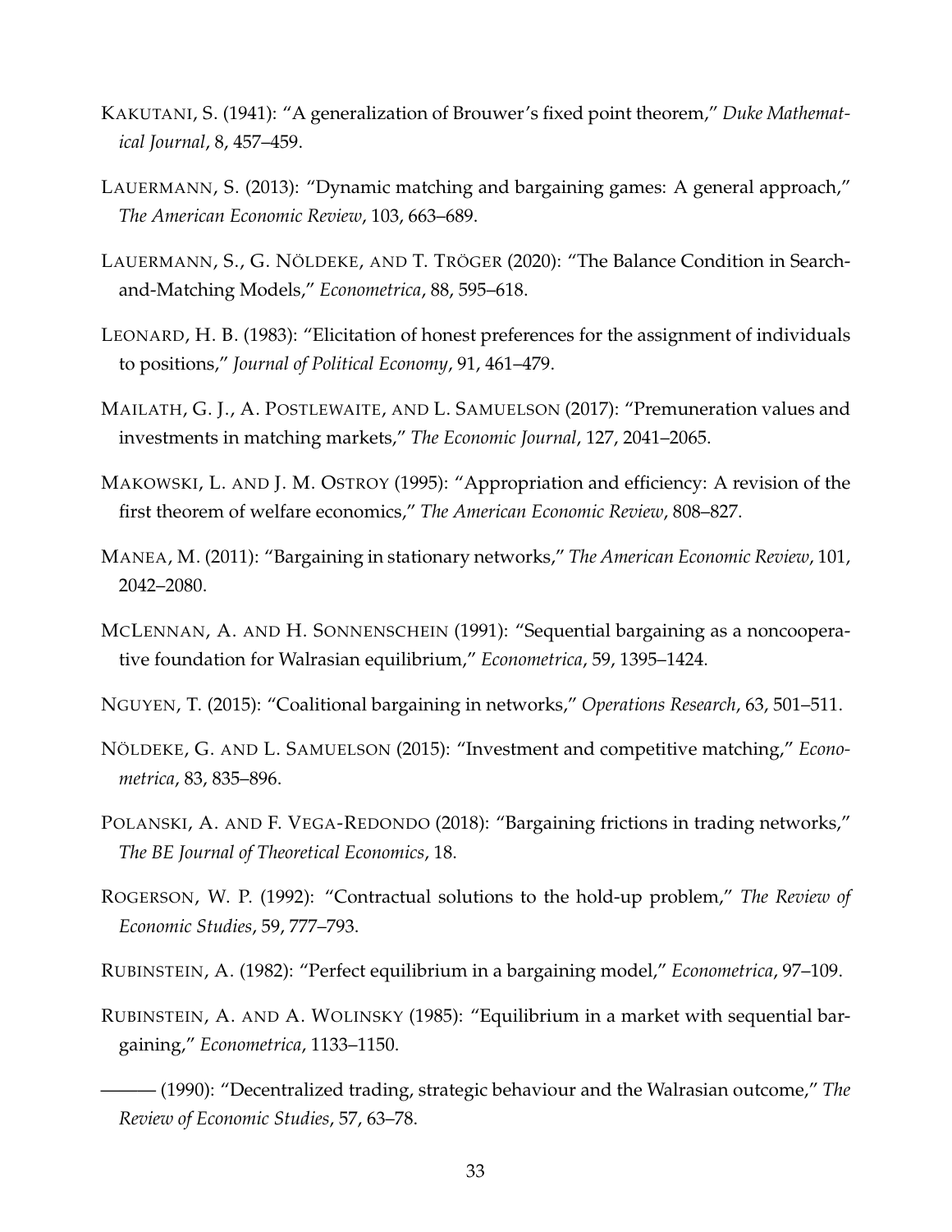KAKUTANI, S. (1941): "A generalization of Brouwer's fixed point theorem," *Duke Mathematical Journal*, 8, 457–459.

LAUERMANN, S. (2013): "Dynamic matching and bargaining games: A general approach," *The American Economic Review*, 103, 663–689.

LAUERMANN, S., G. NÖLDEKE, AND T. TRÖGER (2020): "The Balance Condition in Search-and-Matching Models," *Econometrica*, 88, 595–618.

LEONARD, H. B. (1983): "Elicitation of honest preferences for the assignment of individuals to positions," *Journal of Political Economy*, 91, 461–479.

MAILATH, G. J., A. POSTLEWAITE, AND L. SAMUELSON (2017): "Premuneration values and investments in matching markets," *The Economic Journal*, 127, 2041–2065.

MAKOWSKI, L. AND J. M. OSTROY (1995): "Appropriation and efficiency: A revision of the first theorem of welfare economics," *The American Economic Review*, 808–827.

MANEA, M. (2011): "Bargaining in stationary networks," *The American Economic Review*, 101, 2042–2080.

MCLENNAN, A. AND H. SONNENSCHEIN (1991): "Sequential bargaining as a noncooperative foundation for Walrasian equilibrium," *Econometrica*, 59, 1395–1424.

NGUYEN, T. (2015): "Coalitional bargaining in networks," *Operations Research*, 63, 501–511.

NÖLDEKE, G. AND L. SAMUELSON (2015): "Investment and competitive matching," *Econometrica*, 83, 835–896.

POLANSKI, A. AND F. VEGA-REDONDO (2018): "Bargaining frictions in trading networks," *The BE Journal of Theoretical Economics*, 18.

ROGERSON, W. P. (1992): "Contractual solutions to the hold-up problem," *The Review of Economic Studies*, 59, 777–793.

RUBINSTEIN, A. (1982): "Perfect equilibrium in a bargaining model," *Econometrica*, 97–109.

RUBINSTEIN, A. AND A. WOLINSKY (1985): "Equilibrium in a market with sequential bargaining," *Econometrica*, 1133–1150.

——— (1990): "Decentralized trading, strategic behaviour and the Walrasian outcome," *The Review of Economic Studies*, 57, 63–78.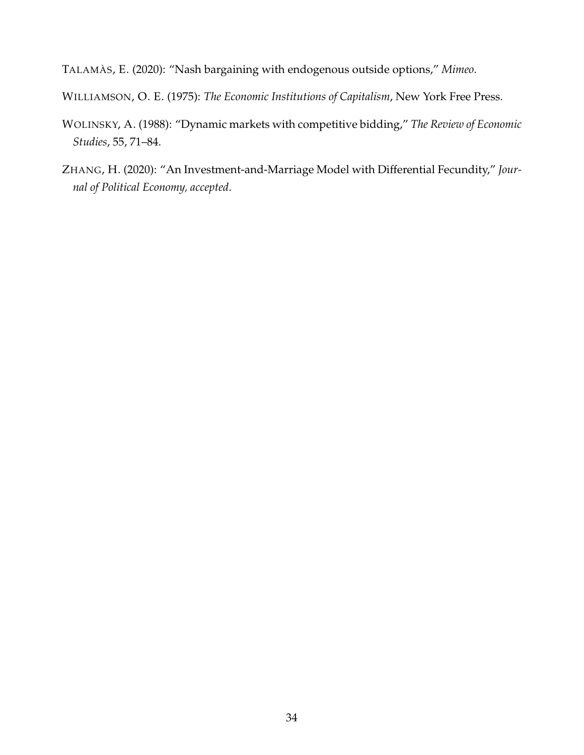TALAMÀS, E. (2020): "Nash bargaining with endogenous outside options," *Mimeo.*

WILLIAMSON, O. E. (1975): *The Economic Institutions of Capitalism*, New York Free Press.

WOLINSKY, A. (1988): "Dynamic markets with competitive bidding," *The Review of Economic Studies*, 55, 71–84.

ZHANG, H. (2020): "An Investment-and-Marriage Model with Differential Fecundity," *Journal of Political Economy, accepted*.